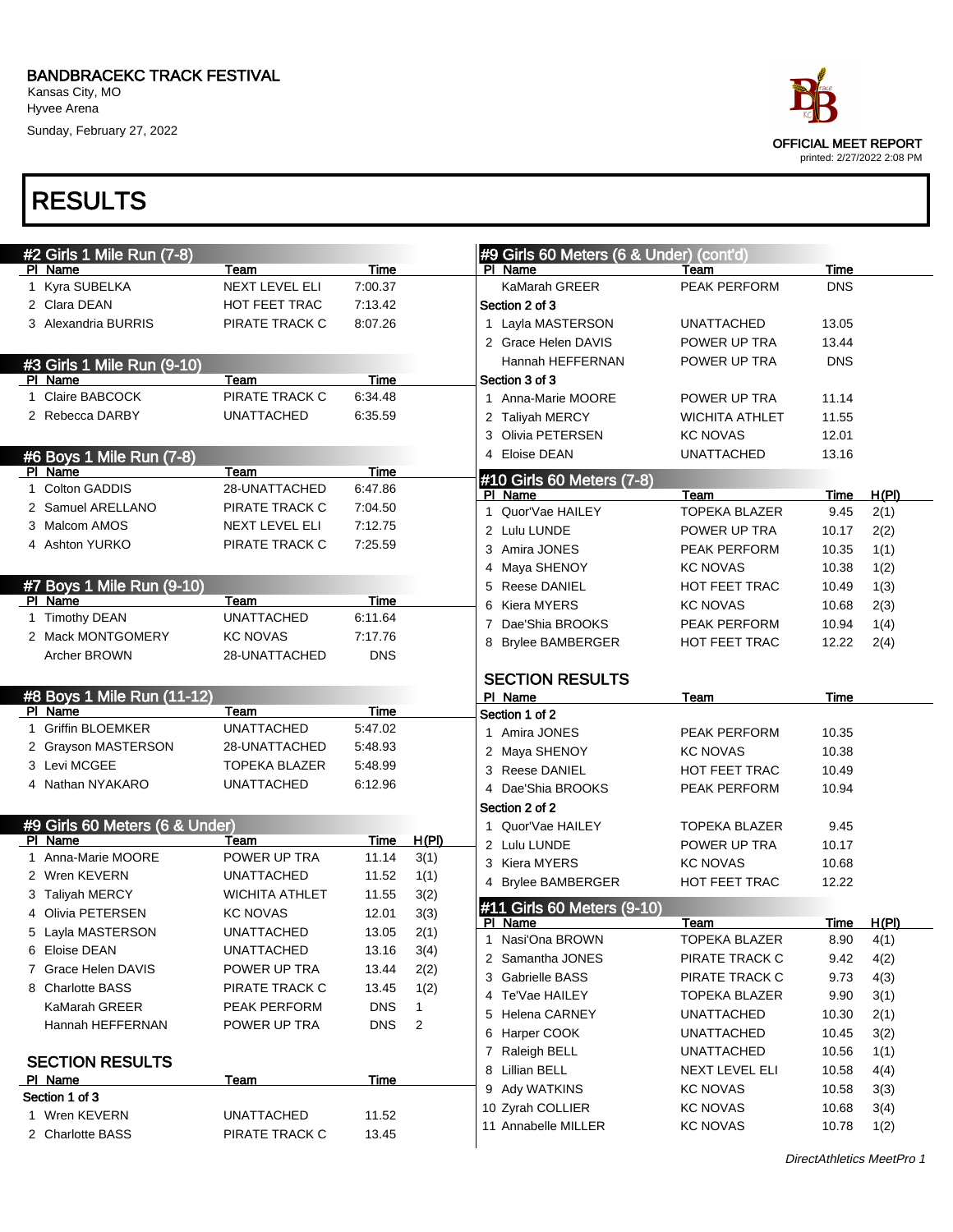# BANDBRACEKC TRACK FESTIVAL

Kansas City, MO
Hyvee Arena
Sunday, February 27, 2022

OFFICIAL MEET REPORT
printed: 2/27/2022 2:08 PM

## RESULTS

### #2 Girls 1 Mile Run (7-8)

| Pl | Name | Team | Time |
|---|---|---|---|
| 1 | Kyra SUBELKA | NEXT LEVEL ELI | 7:00.37 |
| 2 | Clara DEAN | HOT FEET TRAC | 7:13.42 |
| 3 | Alexandria BURRIS | PIRATE TRACK C | 8:07.26 |

### #3 Girls 1 Mile Run (9-10)

| Pl | Name | Team | Time |
|---|---|---|---|
| 1 | Claire BABCOCK | PIRATE TRACK C | 6:34.48 |
| 2 | Rebecca DARBY | UNATTACHED | 6:35.59 |

### #6 Boys 1 Mile Run (7-8)

| Pl | Name | Team | Time |
|---|---|---|---|
| 1 | Colton GADDIS | 28-UNATTACHED | 6:47.86 |
| 2 | Samuel ARELLANO | PIRATE TRACK C | 7:04.50 |
| 3 | Malcom AMOS | NEXT LEVEL ELI | 7:12.75 |
| 4 | Ashton YURKO | PIRATE TRACK C | 7:25.59 |

### #7 Boys 1 Mile Run (9-10)

| Pl | Name | Team | Time |
|---|---|---|---|
| 1 | Timothy DEAN | UNATTACHED | 6:11.64 |
| 2 | Mack MONTGOMERY | KC NOVAS | 7:17.76 |
| | Archer BROWN | 28-UNATTACHED | DNS |

### #8 Boys 1 Mile Run (11-12)

| Pl | Name | Team | Time |
|---|---|---|---|
| 1 | Griffin BLOEMKER | UNATTACHED | 5:47.02 |
| 2 | Grayson MASTERSON | 28-UNATTACHED | 5:48.93 |
| 3 | Levi MCGEE | TOPEKA BLAZER | 5:48.99 |
| 4 | Nathan NYAKARO | UNATTACHED | 6:12.96 |

### #9 Girls 60 Meters (6 & Under)

| Pl | Name | Team | Time | H(Pl) |
|---|---|---|---|---|
| 1 | Anna-Marie MOORE | POWER UP TRA | 11.14 | 3(1) |
| 2 | Wren KEVERN | UNATTACHED | 11.52 | 1(1) |
| 3 | Taliyah MERCY | WICHITA ATHLET | 11.55 | 3(2) |
| 4 | Olivia PETERSEN | KC NOVAS | 12.01 | 3(3) |
| 5 | Layla MASTERSON | UNATTACHED | 13.05 | 2(1) |
| 6 | Eloise DEAN | UNATTACHED | 13.16 | 3(4) |
| 7 | Grace Helen DAVIS | POWER UP TRA | 13.44 | 2(2) |
| 8 | Charlotte BASS | PIRATE TRACK C | 13.45 | 1(2) |
| | KaMarah GREER | PEAK PERFORM | DNS | 1 |
| | Hannah HEFFERNAN | POWER UP TRA | DNS | 2 |

#### SECTION RESULTS

| Pl | Name | Team | Time |
|---|---|---|---|
| **Section 1 of 3** | | | |
| 1 | Wren KEVERN | UNATTACHED | 11.52 |
| 2 | Charlotte BASS | PIRATE TRACK C | 13.45 |
| | KaMarah GREER | PEAK PERFORM | DNS |
| **Section 2 of 3** | | | |
| 1 | Layla MASTERSON | UNATTACHED | 13.05 |
| 2 | Grace Helen DAVIS | POWER UP TRA | 13.44 |
| | Hannah HEFFERNAN | POWER UP TRA | DNS |
| **Section 3 of 3** | | | |
| 1 | Anna-Marie MOORE | POWER UP TRA | 11.14 |
| 2 | Taliyah MERCY | WICHITA ATHLET | 11.55 |
| 3 | Olivia PETERSEN | KC NOVAS | 12.01 |
| 4 | Eloise DEAN | UNATTACHED | 13.16 |

### #10 Girls 60 Meters (7-8)

| Pl | Name | Team | Time | H(Pl) |
|---|---|---|---|---|
| 1 | Quor'Vae HAILEY | TOPEKA BLAZER | 9.45 | 2(1) |
| 2 | Lulu LUNDE | POWER UP TRA | 10.17 | 2(2) |
| 3 | Amira JONES | PEAK PERFORM | 10.35 | 1(1) |
| 4 | Maya SHENOY | KC NOVAS | 10.38 | 1(2) |
| 5 | Reese DANIEL | HOT FEET TRAC | 10.49 | 1(3) |
| 6 | Kiera MYERS | KC NOVAS | 10.68 | 2(3) |
| 7 | Dae'Shia BROOKS | PEAK PERFORM | 10.94 | 1(4) |
| 8 | Brylee BAMBERGER | HOT FEET TRAC | 12.22 | 2(4) |

#### SECTION RESULTS

| Pl | Name | Team | Time |
|---|---|---|---|
| **Section 1 of 2** | | | |
| 1 | Amira JONES | PEAK PERFORM | 10.35 |
| 2 | Maya SHENOY | KC NOVAS | 10.38 |
| 3 | Reese DANIEL | HOT FEET TRAC | 10.49 |
| 4 | Dae'Shia BROOKS | PEAK PERFORM | 10.94 |
| **Section 2 of 2** | | | |
| 1 | Quor'Vae HAILEY | TOPEKA BLAZER | 9.45 |
| 2 | Lulu LUNDE | POWER UP TRA | 10.17 |
| 3 | Kiera MYERS | KC NOVAS | 10.68 |
| 4 | Brylee BAMBERGER | HOT FEET TRAC | 12.22 |

### #11 Girls 60 Meters (9-10)

| Pl | Name | Team | Time | H(Pl) |
|---|---|---|---|---|
| 1 | Nasi'Ona BROWN | TOPEKA BLAZER | 8.90 | 4(1) |
| 2 | Samantha JONES | PIRATE TRACK C | 9.42 | 4(2) |
| 3 | Gabrielle BASS | PIRATE TRACK C | 9.73 | 4(3) |
| 4 | Te'Vae HAILEY | TOPEKA BLAZER | 9.90 | 3(1) |
| 5 | Helena CARNEY | UNATTACHED | 10.30 | 2(1) |
| 6 | Harper COOK | UNATTACHED | 10.45 | 3(2) |
| 7 | Raleigh BELL | UNATTACHED | 10.56 | 1(1) |
| 8 | Lillian BELL | NEXT LEVEL ELI | 10.58 | 4(4) |
| 9 | Ady WATKINS | KC NOVAS | 10.58 | 3(3) |
| 10 | Zyrah COLLIER | KC NOVAS | 10.68 | 3(4) |
| 11 | Annabelle MILLER | KC NOVAS | 10.78 | 1(2) |

*DirectAthletics MeetPro 1*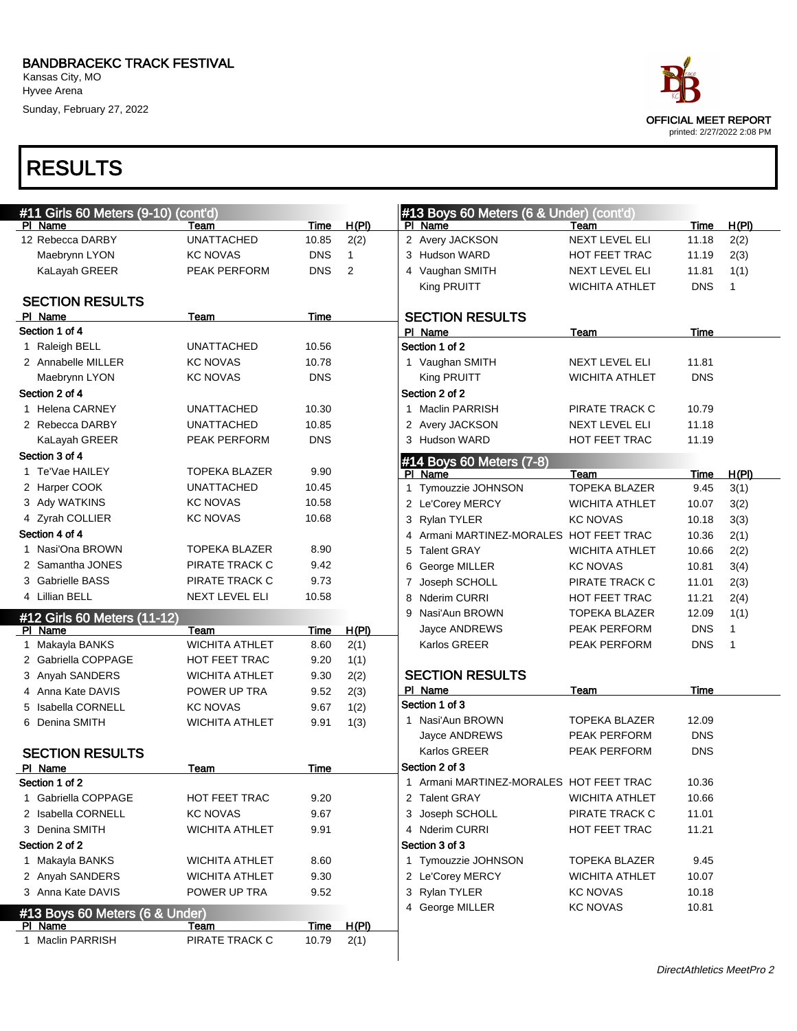BANDBRACEKC TRACK FESTIVAL
Kansas City, MO
Hyvee Arena
Sunday, February 27, 2022

OFFICIAL MEET REPORT
printed: 2/27/2022 2:08 PM

# RESULTS

## #11 Girls 60 Meters (9-10) (cont'd)

| Pl | Name | Team | Time | H(Pl) |
|---|---|---|---|---|
| 12 | Rebecca DARBY | UNATTACHED | 10.85 | 2(2) |
| | Maebrynn LYON | KC NOVAS | DNS | 1 |
| | KaLayah GREER | PEAK PERFORM | DNS | 2 |

### SECTION RESULTS

| Pl | Name | Team | Time |
|---|---|---|---|
| **Section 1 of 4** | | | |
| 1 | Raleigh BELL | UNATTACHED | 10.56 |
| 2 | Annabelle MILLER | KC NOVAS | 10.78 |
| | Maebrynn LYON | KC NOVAS | DNS |
| **Section 2 of 4** | | | |
| 1 | Helena CARNEY | UNATTACHED | 10.30 |
| 2 | Rebecca DARBY | UNATTACHED | 10.85 |
| | KaLayah GREER | PEAK PERFORM | DNS |
| **Section 3 of 4** | | | |
| 1 | Te'Vae HAILEY | TOPEKA BLAZER | 9.90 |
| 2 | Harper COOK | UNATTACHED | 10.45 |
| 3 | Ady WATKINS | KC NOVAS | 10.58 |
| 4 | Zyrah COLLIER | KC NOVAS | 10.68 |
| **Section 4 of 4** | | | |
| 1 | Nasi'Ona BROWN | TOPEKA BLAZER | 8.90 |
| 2 | Samantha JONES | PIRATE TRACK C | 9.42 |
| 3 | Gabrielle BASS | PIRATE TRACK C | 9.73 |
| 4 | Lillian BELL | NEXT LEVEL ELI | 10.58 |

## #12 Girls 60 Meters (11-12)

| Pl | Name | Team | Time | H(Pl) |
|---|---|---|---|---|
| 1 | Makayla BANKS | WICHITA ATHLET | 8.60 | 2(1) |
| 2 | Gabriella COPPAGE | HOT FEET TRAC | 9.20 | 1(1) |
| 3 | Anyah SANDERS | WICHITA ATHLET | 9.30 | 2(2) |
| 4 | Anna Kate DAVIS | POWER UP TRA | 9.52 | 2(3) |
| 5 | Isabella CORNELL | KC NOVAS | 9.67 | 1(2) |
| 6 | Denina SMITH | WICHITA ATHLET | 9.91 | 1(3) |

### SECTION RESULTS

| Pl | Name | Team | Time |
|---|---|---|---|
| **Section 1 of 2** | | | |
| 1 | Gabriella COPPAGE | HOT FEET TRAC | 9.20 |
| 2 | Isabella CORNELL | KC NOVAS | 9.67 |
| 3 | Denina SMITH | WICHITA ATHLET | 9.91 |
| **Section 2 of 2** | | | |
| 1 | Makayla BANKS | WICHITA ATHLET | 8.60 |
| 2 | Anyah SANDERS | WICHITA ATHLET | 9.30 |
| 3 | Anna Kate DAVIS | POWER UP TRA | 9.52 |

## #13 Boys 60 Meters (6 & Under)

| Pl | Name | Team | Time | H(Pl) |
|---|---|---|---|---|
| 1 | Maclin PARRISH | PIRATE TRACK C | 10.79 | 2(1) |
| 2 | Avery JACKSON | NEXT LEVEL ELI | 11.18 | 2(2) |
| 3 | Hudson WARD | HOT FEET TRAC | 11.19 | 2(3) |
| 4 | Vaughan SMITH | NEXT LEVEL ELI | 11.81 | 1(1) |
| | King PRUITT | WICHITA ATHLET | DNS | 1 |

### SECTION RESULTS

| Pl | Name | Team | Time |
|---|---|---|---|
| **Section 1 of 2** | | | |
| 1 | Vaughan SMITH | NEXT LEVEL ELI | 11.81 |
| | King PRUITT | WICHITA ATHLET | DNS |
| **Section 2 of 2** | | | |
| 1 | Maclin PARRISH | PIRATE TRACK C | 10.79 |
| 2 | Avery JACKSON | NEXT LEVEL ELI | 11.18 |
| 3 | Hudson WARD | HOT FEET TRAC | 11.19 |

## #14 Boys 60 Meters (7-8)

| Pl | Name | Team | Time | H(Pl) |
|---|---|---|---|---|
| 1 | Tymouzzie JOHNSON | TOPEKA BLAZER | 9.45 | 3(1) |
| 2 | Le'Corey MERCY | WICHITA ATHLET | 10.07 | 3(2) |
| 3 | Rylan TYLER | KC NOVAS | 10.18 | 3(3) |
| 4 | Armani MARTINEZ-MORALES | HOT FEET TRAC | 10.36 | 2(1) |
| 5 | Talent GRAY | WICHITA ATHLET | 10.66 | 2(2) |
| 6 | George MILLER | KC NOVAS | 10.81 | 3(4) |
| 7 | Joseph SCHOLL | PIRATE TRACK C | 11.01 | 2(3) |
| 8 | Nderim CURRI | HOT FEET TRAC | 11.21 | 2(4) |
| 9 | Nasi'Aun BROWN | TOPEKA BLAZER | 12.09 | 1(1) |
| | Jayce ANDREWS | PEAK PERFORM | DNS | 1 |
| | Karlos GREER | PEAK PERFORM | DNS | 1 |

### SECTION RESULTS

| Pl | Name | Team | Time |
|---|---|---|---|
| **Section 1 of 3** | | | |
| 1 | Nasi'Aun BROWN | TOPEKA BLAZER | 12.09 |
| | Jayce ANDREWS | PEAK PERFORM | DNS |
| | Karlos GREER | PEAK PERFORM | DNS |
| **Section 2 of 3** | | | |
| 1 | Armani MARTINEZ-MORALES | HOT FEET TRAC | 10.36 |
| 2 | Talent GRAY | WICHITA ATHLET | 10.66 |
| 3 | Joseph SCHOLL | PIRATE TRACK C | 11.01 |
| 4 | Nderim CURRI | HOT FEET TRAC | 11.21 |
| **Section 3 of 3** | | | |
| 1 | Tymouzzie JOHNSON | TOPEKA BLAZER | 9.45 |
| 2 | Le'Corey MERCY | WICHITA ATHLET | 10.07 |
| 3 | Rylan TYLER | KC NOVAS | 10.18 |
| 4 | George MILLER | KC NOVAS | 10.81 |

*DirectAthletics MeetPro 2*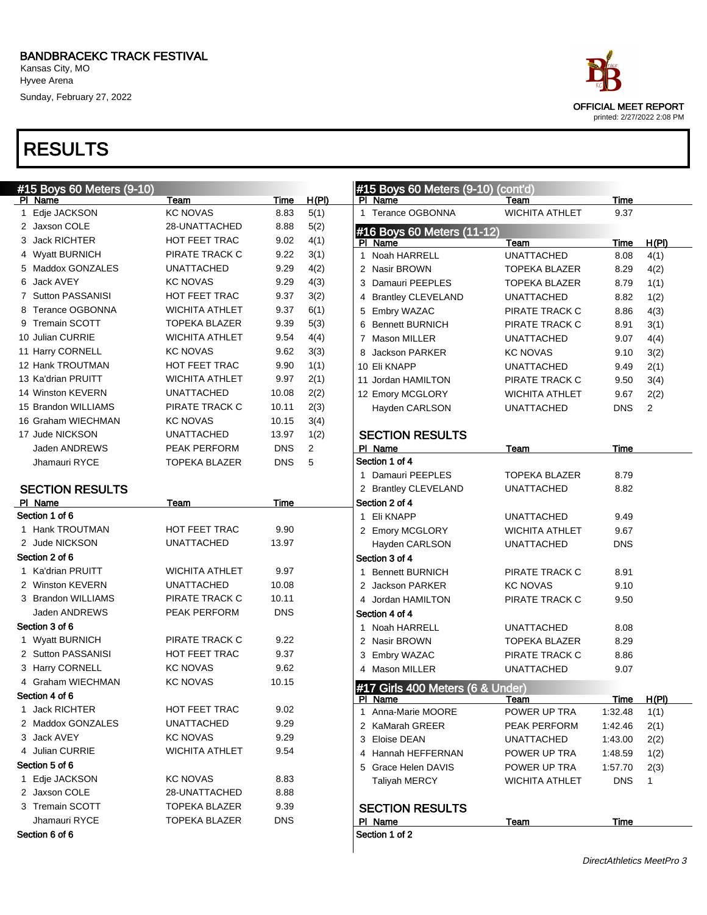# BANDBRACEKC TRACK FESTIVAL

Kansas City, MO
Hyvee Arena
Sunday, February 27, 2022

OFFICIAL MEET REPORT
printed: 2/27/2022 2:08 PM

# RESULTS

## #15 Boys 60 Meters (9-10)

| Pl | Name | Team | Time | H(Pl) |
|---|---|---|---|---|
| 1 | Edje JACKSON | KC NOVAS | 8.83 | 5(1) |
| 2 | Jaxson COLE | 28-UNATTACHED | 8.88 | 5(2) |
| 3 | Jack RICHTER | HOT FEET TRAC | 9.02 | 4(1) |
| 4 | Wyatt BURNICH | PIRATE TRACK C | 9.22 | 3(1) |
| 5 | Maddox GONZALES | UNATTACHED | 9.29 | 4(2) |
| 6 | Jack AVEY | KC NOVAS | 9.29 | 4(3) |
| 7 | Sutton PASSANISI | HOT FEET TRAC | 9.37 | 3(2) |
| 8 | Terance OGBONNA | WICHITA ATHLET | 9.37 | 6(1) |
| 9 | Tremain SCOTT | TOPEKA BLAZER | 9.39 | 5(3) |
| 10 | Julian CURRIE | WICHITA ATHLET | 9.54 | 4(4) |
| 11 | Harry CORNELL | KC NOVAS | 9.62 | 3(3) |
| 12 | Hank TROUTMAN | HOT FEET TRAC | 9.90 | 1(1) |
| 13 | Ka'drian PRUITT | WICHITA ATHLET | 9.97 | 2(1) |
| 14 | Winston KEVERN | UNATTACHED | 10.08 | 2(2) |
| 15 | Brandon WILLIAMS | PIRATE TRACK C | 10.11 | 2(3) |
| 16 | Graham WIECHMAN | KC NOVAS | 10.15 | 3(4) |
| 17 | Jude NICKSON | UNATTACHED | 13.97 | 1(2) |
| | Jaden ANDREWS | PEAK PERFORM | DNS | 2 |
| | Jhamauri RYCE | TOPEKA BLAZER | DNS | 5 |

### SECTION RESULTS

| Pl | Name | Team | Time |
|---|---|---|---|
| **Section 1 of 6** | | | |
| 1 | Hank TROUTMAN | HOT FEET TRAC | 9.90 |
| 2 | Jude NICKSON | UNATTACHED | 13.97 |
| **Section 2 of 6** | | | |
| 1 | Ka'drian PRUITT | WICHITA ATHLET | 9.97 |
| 2 | Winston KEVERN | UNATTACHED | 10.08 |
| 3 | Brandon WILLIAMS | PIRATE TRACK C | 10.11 |
| | Jaden ANDREWS | PEAK PERFORM | DNS |
| **Section 3 of 6** | | | |
| 1 | Wyatt BURNICH | PIRATE TRACK C | 9.22 |
| 2 | Sutton PASSANISI | HOT FEET TRAC | 9.37 |
| 3 | Harry CORNELL | KC NOVAS | 9.62 |
| 4 | Graham WIECHMAN | KC NOVAS | 10.15 |
| **Section 4 of 6** | | | |
| 1 | Jack RICHTER | HOT FEET TRAC | 9.02 |
| 2 | Maddox GONZALES | UNATTACHED | 9.29 |
| 3 | Jack AVEY | KC NOVAS | 9.29 |
| 4 | Julian CURRIE | WICHITA ATHLET | 9.54 |
| **Section 5 of 6** | | | |
| 1 | Edje JACKSON | KC NOVAS | 8.83 |
| 2 | Jaxson COLE | 28-UNATTACHED | 8.88 |
| 3 | Tremain SCOTT | TOPEKA BLAZER | 9.39 |
| | Jhamauri RYCE | TOPEKA BLAZER | DNS |
| **Section 6 of 6** | | | |
| 1 | Terance OGBONNA | WICHITA ATHLET | 9.37 |

## #16 Boys 60 Meters (11-12)

| Pl | Name | Team | Time | H(Pl) |
|---|---|---|---|---|
| 1 | Noah HARRELL | UNATTACHED | 8.08 | 4(1) |
| 2 | Nasir BROWN | TOPEKA BLAZER | 8.29 | 4(2) |
| 3 | Damauri PEEPLES | TOPEKA BLAZER | 8.79 | 1(1) |
| 4 | Brantley CLEVELAND | UNATTACHED | 8.82 | 1(2) |
| 5 | Embry WAZAC | PIRATE TRACK C | 8.86 | 4(3) |
| 6 | Bennett BURNICH | PIRATE TRACK C | 8.91 | 3(1) |
| 7 | Mason MILLER | UNATTACHED | 9.07 | 4(4) |
| 8 | Jackson PARKER | KC NOVAS | 9.10 | 3(2) |
| 10 | Eli KNAPP | UNATTACHED | 9.49 | 2(1) |
| 11 | Jordan HAMILTON | PIRATE TRACK C | 9.50 | 3(4) |
| 12 | Emory MCGLORY | WICHITA ATHLET | 9.67 | 2(2) |
| | Hayden CARLSON | UNATTACHED | DNS | 2 |

### SECTION RESULTS

| Pl | Name | Team | Time |
|---|---|---|---|
| **Section 1 of 4** | | | |
| 1 | Damauri PEEPLES | TOPEKA BLAZER | 8.79 |
| 2 | Brantley CLEVELAND | UNATTACHED | 8.82 |
| **Section 2 of 4** | | | |
| 1 | Eli KNAPP | UNATTACHED | 9.49 |
| 2 | Emory MCGLORY | WICHITA ATHLET | 9.67 |
| | Hayden CARLSON | UNATTACHED | DNS |
| **Section 3 of 4** | | | |
| 1 | Bennett BURNICH | PIRATE TRACK C | 8.91 |
| 2 | Jackson PARKER | KC NOVAS | 9.10 |
| 4 | Jordan HAMILTON | PIRATE TRACK C | 9.50 |
| **Section 4 of 4** | | | |
| 1 | Noah HARRELL | UNATTACHED | 8.08 |
| 2 | Nasir BROWN | TOPEKA BLAZER | 8.29 |
| 3 | Embry WAZAC | PIRATE TRACK C | 8.86 |
| 4 | Mason MILLER | UNATTACHED | 9.07 |

## #17 Girls 400 Meters (6 & Under)

| Pl | Name | Team | Time | H(Pl) |
|---|---|---|---|---|
| 1 | Anna-Marie MOORE | POWER UP TRA | 1:32.48 | 1(1) |
| 2 | KaMarah GREER | PEAK PERFORM | 1:42.46 | 2(1) |
| 3 | Eloise DEAN | UNATTACHED | 1:43.00 | 2(2) |
| 4 | Hannah HEFFERNAN | POWER UP TRA | 1:48.59 | 1(2) |
| 5 | Grace Helen DAVIS | POWER UP TRA | 1:57.70 | 2(3) |
| | Taliyah MERCY | WICHITA ATHLET | DNS | 1 |

### SECTION RESULTS

| Pl | Name | Team | Time |
|---|---|---|---|
| **Section 1 of 2** | | | |

DirectAthletics MeetPro 3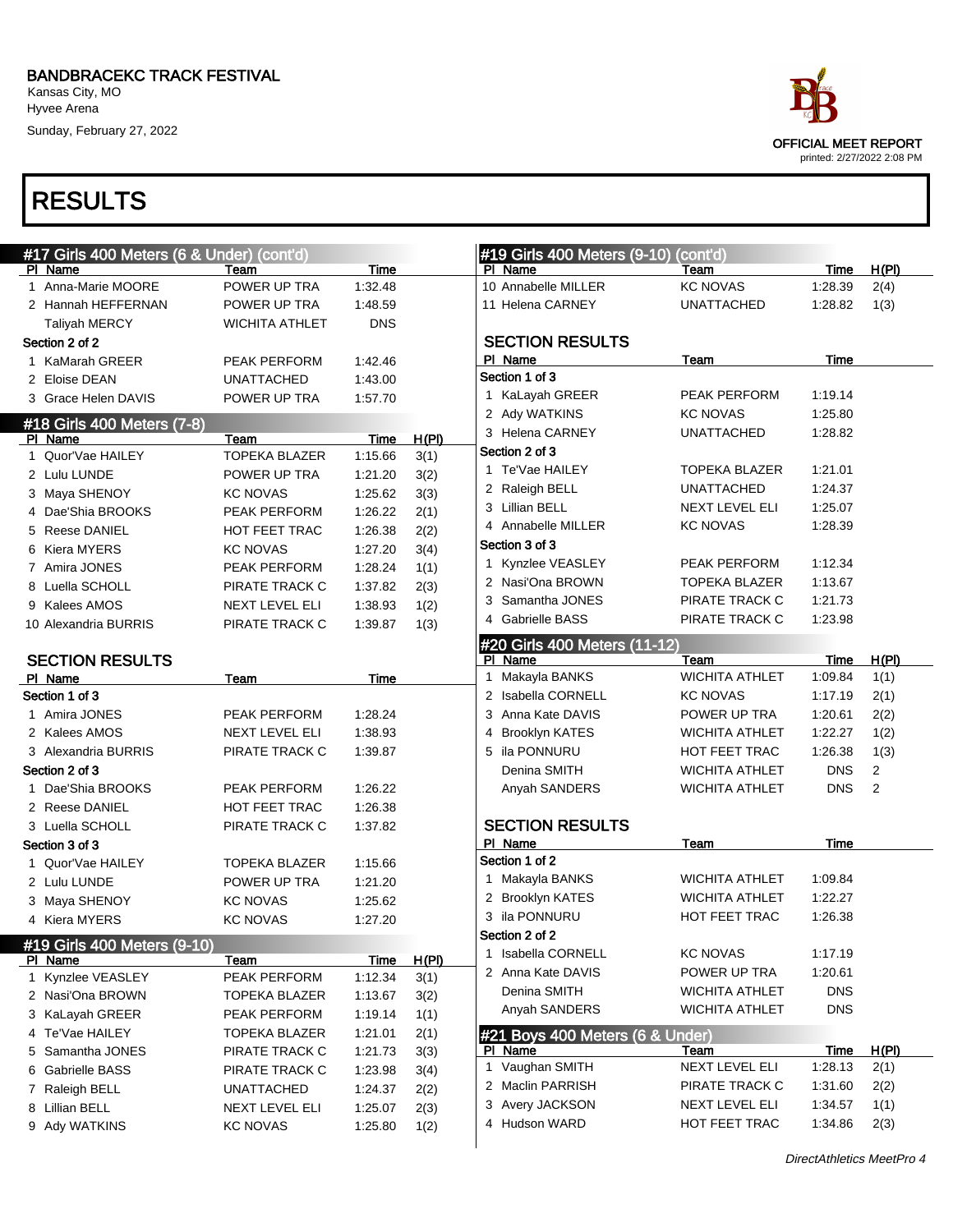BANDBRACEKC TRACK FESTIVAL
Kansas City, MO
Hyvee Arena
Sunday, February 27, 2022

OFFICIAL MEET REPORT
printed: 2/27/2022 2:08 PM

# RESULTS

## #17 Girls 400 Meters (6 & Under) (cont'd)

| Pl | Name | Team | Time |
|---|---|---|---|
| 1 | Anna-Marie MOORE | POWER UP TRA | 1:32.48 |
| 2 | Hannah HEFFERNAN | POWER UP TRA | 1:48.59 |
| | Taliyah MERCY | WICHITA ATHLET | DNS |
| **Section 2 of 2** | | | |
| 1 | KaMarah GREER | PEAK PERFORM | 1:42.46 |
| 2 | Eloise DEAN | UNATTACHED | 1:43.00 |
| 3 | Grace Helen DAVIS | POWER UP TRA | 1:57.70 |

## #18 Girls 400 Meters (7-8)

| Pl | Name | Team | Time | H(Pl) |
|---|---|---|---|---|
| 1 | Quor'Vae HAILEY | TOPEKA BLAZER | 1:15.66 | 3(1) |
| 2 | Lulu LUNDE | POWER UP TRA | 1:21.20 | 3(2) |
| 3 | Maya SHENOY | KC NOVAS | 1:25.62 | 3(3) |
| 4 | Dae'Shia BROOKS | PEAK PERFORM | 1:26.22 | 2(1) |
| 5 | Reese DANIEL | HOT FEET TRAC | 1:26.38 | 2(2) |
| 6 | Kiera MYERS | KC NOVAS | 1:27.20 | 3(4) |
| 7 | Amira JONES | PEAK PERFORM | 1:28.24 | 1(1) |
| 8 | Luella SCHOLL | PIRATE TRACK C | 1:37.82 | 2(3) |
| 9 | Kalees AMOS | NEXT LEVEL ELI | 1:38.93 | 1(2) |
| 10 | Alexandria BURRIS | PIRATE TRACK C | 1:39.87 | 1(3) |

### SECTION RESULTS

| Pl | Name | Team | Time |
|---|---|---|---|
| **Section 1 of 3** | | | |
| 1 | Amira JONES | PEAK PERFORM | 1:28.24 |
| 2 | Kalees AMOS | NEXT LEVEL ELI | 1:38.93 |
| 3 | Alexandria BURRIS | PIRATE TRACK C | 1:39.87 |
| **Section 2 of 3** | | | |
| 1 | Dae'Shia BROOKS | PEAK PERFORM | 1:26.22 |
| 2 | Reese DANIEL | HOT FEET TRAC | 1:26.38 |
| 3 | Luella SCHOLL | PIRATE TRACK C | 1:37.82 |
| **Section 3 of 3** | | | |
| 1 | Quor'Vae HAILEY | TOPEKA BLAZER | 1:15.66 |
| 2 | Lulu LUNDE | POWER UP TRA | 1:21.20 |
| 3 | Maya SHENOY | KC NOVAS | 1:25.62 |
| 4 | Kiera MYERS | KC NOVAS | 1:27.20 |

## #19 Girls 400 Meters (9-10)

| Pl | Name | Team | Time | H(Pl) |
|---|---|---|---|---|
| 1 | Kynzlee VEASLEY | PEAK PERFORM | 1:12.34 | 3(1) |
| 2 | Nasi'Ona BROWN | TOPEKA BLAZER | 1:13.67 | 3(2) |
| 3 | KaLayah GREER | PEAK PERFORM | 1:19.14 | 1(1) |
| 4 | Te'Vae HAILEY | TOPEKA BLAZER | 1:21.01 | 2(1) |
| 5 | Samantha JONES | PIRATE TRACK C | 1:21.73 | 3(3) |
| 6 | Gabrielle BASS | PIRATE TRACK C | 1:23.98 | 3(4) |
| 7 | Raleigh BELL | UNATTACHED | 1:24.37 | 2(2) |
| 8 | Lillian BELL | NEXT LEVEL ELI | 1:25.07 | 2(3) |
| 9 | Ady WATKINS | KC NOVAS | 1:25.80 | 1(2) |
| 10 | Annabelle MILLER | KC NOVAS | 1:28.39 | 2(4) |
| 11 | Helena CARNEY | UNATTACHED | 1:28.82 | 1(3) |

### SECTION RESULTS

| Pl | Name | Team | Time |
|---|---|---|---|
| **Section 1 of 3** | | | |
| 1 | KaLayah GREER | PEAK PERFORM | 1:19.14 |
| 2 | Ady WATKINS | KC NOVAS | 1:25.80 |
| 3 | Helena CARNEY | UNATTACHED | 1:28.82 |
| **Section 2 of 3** | | | |
| 1 | Te'Vae HAILEY | TOPEKA BLAZER | 1:21.01 |
| 2 | Raleigh BELL | UNATTACHED | 1:24.37 |
| 3 | Lillian BELL | NEXT LEVEL ELI | 1:25.07 |
| 4 | Annabelle MILLER | KC NOVAS | 1:28.39 |
| **Section 3 of 3** | | | |
| 1 | Kynzlee VEASLEY | PEAK PERFORM | 1:12.34 |
| 2 | Nasi'Ona BROWN | TOPEKA BLAZER | 1:13.67 |
| 3 | Samantha JONES | PIRATE TRACK C | 1:21.73 |
| 4 | Gabrielle BASS | PIRATE TRACK C | 1:23.98 |

## #20 Girls 400 Meters (11-12)

| Pl | Name | Team | Time | H(Pl) |
|---|---|---|---|---|
| 1 | Makayla BANKS | WICHITA ATHLET | 1:09.84 | 1(1) |
| 2 | Isabella CORNELL | KC NOVAS | 1:17.19 | 2(1) |
| 3 | Anna Kate DAVIS | POWER UP TRA | 1:20.61 | 2(2) |
| 4 | Brooklyn KATES | WICHITA ATHLET | 1:22.27 | 1(2) |
| 5 | ila PONNURU | HOT FEET TRAC | 1:26.38 | 1(3) |
| | Denina SMITH | WICHITA ATHLET | DNS | 2 |
| | Anyah SANDERS | WICHITA ATHLET | DNS | 2 |

### SECTION RESULTS

| Pl | Name | Team | Time |
|---|---|---|---|
| **Section 1 of 2** | | | |
| 1 | Makayla BANKS | WICHITA ATHLET | 1:09.84 |
| 2 | Brooklyn KATES | WICHITA ATHLET | 1:22.27 |
| 3 | ila PONNURU | HOT FEET TRAC | 1:26.38 |
| **Section 2 of 2** | | | |
| 1 | Isabella CORNELL | KC NOVAS | 1:17.19 |
| 2 | Anna Kate DAVIS | POWER UP TRA | 1:20.61 |
| | Denina SMITH | WICHITA ATHLET | DNS |
| | Anyah SANDERS | WICHITA ATHLET | DNS |

## #21 Boys 400 Meters (6 & Under)

| Pl | Name | Team | Time | H(Pl) |
|---|---|---|---|---|
| 1 | Vaughan SMITH | NEXT LEVEL ELI | 1:28.13 | 2(1) |
| 2 | Maclin PARRISH | PIRATE TRACK C | 1:31.60 | 2(2) |
| 3 | Avery JACKSON | NEXT LEVEL ELI | 1:34.57 | 1(1) |
| 4 | Hudson WARD | HOT FEET TRAC | 1:34.86 | 2(3) |

*DirectAthletics MeetPro 4*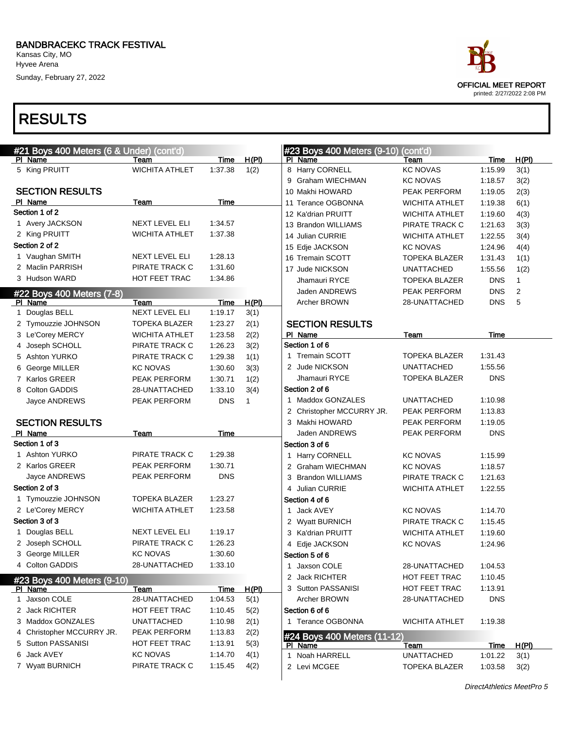BANDBRACEKC TRACK FESTIVAL
Kansas City, MO
Hyvee Arena
Sunday, February 27, 2022

OFFICIAL MEET REPORT
printed: 2/27/2022 2:08 PM

# RESULTS

## #21 Boys 400 Meters (6 & Under) (cont'd)

| Pl | Name | Team | Time | H(Pl) |
|---|---|---|---|---|
| 5 | King PRUITT | WICHITA ATHLET | 1:37.38 | 1(2) |

### SECTION RESULTS

| Pl | Name | Team | Time |
|---|---|---|---|
| Section 1 of 2 | | | |
| 1 | Avery JACKSON | NEXT LEVEL ELI | 1:34.57 |
| 2 | King PRUITT | WICHITA ATHLET | 1:37.38 |
| Section 2 of 2 | | | |
| 1 | Vaughan SMITH | NEXT LEVEL ELI | 1:28.13 |
| 2 | Maclin PARRISH | PIRATE TRACK C | 1:31.60 |
| 3 | Hudson WARD | HOT FEET TRAC | 1:34.86 |

## #22 Boys 400 Meters (7-8)

| Pl | Name | Team | Time | H(Pl) |
|---|---|---|---|---|
| 1 | Douglas BELL | NEXT LEVEL ELI | 1:19.17 | 3(1) |
| 2 | Tymouzzie JOHNSON | TOPEKA BLAZER | 1:23.27 | 2(1) |
| 3 | Le'Corey MERCY | WICHITA ATHLET | 1:23.58 | 2(2) |
| 4 | Joseph SCHOLL | PIRATE TRACK C | 1:26.23 | 3(2) |
| 5 | Ashton YURKO | PIRATE TRACK C | 1:29.38 | 1(1) |
| 6 | George MILLER | KC NOVAS | 1:30.60 | 3(3) |
| 7 | Karlos GREER | PEAK PERFORM | 1:30.71 | 1(2) |
| 8 | Colton GADDIS | 28-UNATTACHED | 1:33.10 | 3(4) |
| | Jayce ANDREWS | PEAK PERFORM | DNS | 1 |

### SECTION RESULTS

| Pl | Name | Team | Time |
|---|---|---|---|
| Section 1 of 3 | | | |
| 1 | Ashton YURKO | PIRATE TRACK C | 1:29.38 |
| 2 | Karlos GREER | PEAK PERFORM | 1:30.71 |
| | Jayce ANDREWS | PEAK PERFORM | DNS |
| Section 2 of 3 | | | |
| 1 | Tymouzzie JOHNSON | TOPEKA BLAZER | 1:23.27 |
| 2 | Le'Corey MERCY | WICHITA ATHLET | 1:23.58 |
| Section 3 of 3 | | | |
| 1 | Douglas BELL | NEXT LEVEL ELI | 1:19.17 |
| 2 | Joseph SCHOLL | PIRATE TRACK C | 1:26.23 |
| 3 | George MILLER | KC NOVAS | 1:30.60 |
| 4 | Colton GADDIS | 28-UNATTACHED | 1:33.10 |

## #23 Boys 400 Meters (9-10)

| Pl | Name | Team | Time | H(Pl) |
|---|---|---|---|---|
| 1 | Jaxson COLE | 28-UNATTACHED | 1:04.53 | 5(1) |
| 2 | Jack RICHTER | HOT FEET TRAC | 1:10.45 | 5(2) |
| 3 | Maddox GONZALES | UNATTACHED | 1:10.98 | 2(1) |
| 4 | Christopher MCCURRY JR. | PEAK PERFORM | 1:13.83 | 2(2) |
| 5 | Sutton PASSANISI | HOT FEET TRAC | 1:13.91 | 5(3) |
| 6 | Jack AVEY | KC NOVAS | 1:14.70 | 4(1) |
| 7 | Wyatt BURNICH | PIRATE TRACK C | 1:15.45 | 4(2) |
| 8 | Harry CORNELL | KC NOVAS | 1:15.99 | 3(1) |
| 9 | Graham WIECHMAN | KC NOVAS | 1:18.57 | 3(2) |
| 10 | Makhi HOWARD | PEAK PERFORM | 1:19.05 | 2(3) |
| 11 | Terance OGBONNA | WICHITA ATHLET | 1:19.38 | 6(1) |
| 12 | Ka'drian PRUITT | WICHITA ATHLET | 1:19.60 | 4(3) |
| 13 | Brandon WILLIAMS | PIRATE TRACK C | 1:21.63 | 3(3) |
| 14 | Julian CURRIE | WICHITA ATHLET | 1:22.55 | 3(4) |
| 15 | Edje JACKSON | KC NOVAS | 1:24.96 | 4(4) |
| 16 | Tremain SCOTT | TOPEKA BLAZER | 1:31.43 | 1(1) |
| 17 | Jude NICKSON | UNATTACHED | 1:55.56 | 1(2) |
| | Jhamauri RYCE | TOPEKA BLAZER | DNS | 1 |
| | Jaden ANDREWS | PEAK PERFORM | DNS | 2 |
| | Archer BROWN | 28-UNATTACHED | DNS | 5 |

### SECTION RESULTS

| Pl | Name | Team | Time |
|---|---|---|---|
| Section 1 of 6 | | | |
| 1 | Tremain SCOTT | TOPEKA BLAZER | 1:31.43 |
| 2 | Jude NICKSON | UNATTACHED | 1:55.56 |
| | Jhamauri RYCE | TOPEKA BLAZER | DNS |
| Section 2 of 6 | | | |
| 1 | Maddox GONZALES | UNATTACHED | 1:10.98 |
| 2 | Christopher MCCURRY JR. | PEAK PERFORM | 1:13.83 |
| 3 | Makhi HOWARD | PEAK PERFORM | 1:19.05 |
| | Jaden ANDREWS | PEAK PERFORM | DNS |
| Section 3 of 6 | | | |
| 1 | Harry CORNELL | KC NOVAS | 1:15.99 |
| 2 | Graham WIECHMAN | KC NOVAS | 1:18.57 |
| 3 | Brandon WILLIAMS | PIRATE TRACK C | 1:21.63 |
| 4 | Julian CURRIE | WICHITA ATHLET | 1:22.55 |
| Section 4 of 6 | | | |
| 1 | Jack AVEY | KC NOVAS | 1:14.70 |
| 2 | Wyatt BURNICH | PIRATE TRACK C | 1:15.45 |
| 3 | Ka'drian PRUITT | WICHITA ATHLET | 1:19.60 |
| 4 | Edje JACKSON | KC NOVAS | 1:24.96 |
| Section 5 of 6 | | | |
| 1 | Jaxson COLE | 28-UNATTACHED | 1:04.53 |
| 2 | Jack RICHTER | HOT FEET TRAC | 1:10.45 |
| 3 | Sutton PASSANISI | HOT FEET TRAC | 1:13.91 |
| | Archer BROWN | 28-UNATTACHED | DNS |
| Section 6 of 6 | | | |
| 1 | Terance OGBONNA | WICHITA ATHLET | 1:19.38 |

## #24 Boys 400 Meters (11-12)

| Pl | Name | Team | Time | H(Pl) |
|---|---|---|---|---|
| 1 | Noah HARRELL | UNATTACHED | 1:01.22 | 3(1) |
| 2 | Levi MCGEE | TOPEKA BLAZER | 1:03.58 | 3(2) |

*DirectAthletics MeetPro 5*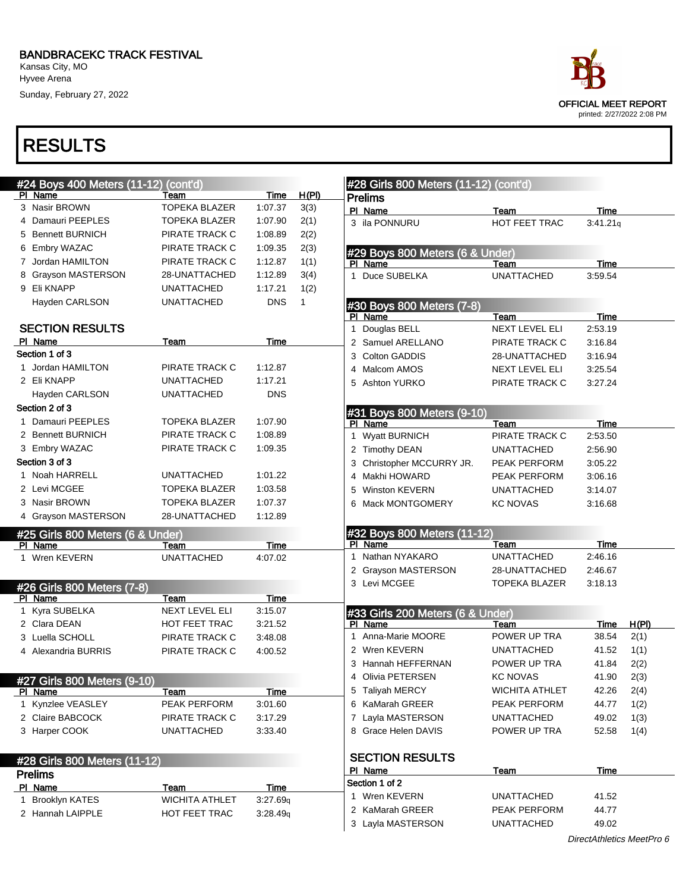BANDBRACEKC TRACK FESTIVAL
Kansas City, MO
Hyvee Arena
Sunday, February 27, 2022

OFFICIAL MEET REPORT
printed: 2/27/2022 2:08 PM

# RESULTS

## #24 Boys 400 Meters (11-12) (cont'd)

| Pl | Name | Team | Time | H(Pl) |
|---|---|---|---|---|
| 3 | Nasir BROWN | TOPEKA BLAZER | 1:07.37 | 3(3) |
| 4 | Damauri PEEPLES | TOPEKA BLAZER | 1:07.90 | 2(1) |
| 5 | Bennett BURNICH | PIRATE TRACK C | 1:08.89 | 2(2) |
| 6 | Embry WAZAC | PIRATE TRACK C | 1:09.35 | 2(3) |
| 7 | Jordan HAMILTON | PIRATE TRACK C | 1:12.87 | 1(1) |
| 8 | Grayson MASTERSON | 28-UNATTACHED | 1:12.89 | 3(4) |
| 9 | Eli KNAPP | UNATTACHED | 1:17.21 | 1(2) |
| | Hayden CARLSON | UNATTACHED | DNS | 1 |

### SECTION RESULTS

| Pl | Name | Team | Time |
|---|---|---|---|
| **Section 1 of 3** | | | |
| 1 | Jordan HAMILTON | PIRATE TRACK C | 1:12.87 |
| 2 | Eli KNAPP | UNATTACHED | 1:17.21 |
| | Hayden CARLSON | UNATTACHED | DNS |
| **Section 2 of 3** | | | |
| 1 | Damauri PEEPLES | TOPEKA BLAZER | 1:07.90 |
| 2 | Bennett BURNICH | PIRATE TRACK C | 1:08.89 |
| 3 | Embry WAZAC | PIRATE TRACK C | 1:09.35 |
| **Section 3 of 3** | | | |
| 1 | Noah HARRELL | UNATTACHED | 1:01.22 |
| 2 | Levi MCGEE | TOPEKA BLAZER | 1:03.58 |
| 3 | Nasir BROWN | TOPEKA BLAZER | 1:07.37 |
| 4 | Grayson MASTERSON | 28-UNATTACHED | 1:12.89 |

## #25 Girls 800 Meters (6 & Under)

| Pl | Name | Team | Time |
|---|---|---|---|
| 1 | Wren KEVERN | UNATTACHED | 4:07.02 |

## #26 Girls 800 Meters (7-8)

| Pl | Name | Team | Time |
|---|---|---|---|
| 1 | Kyra SUBELKA | NEXT LEVEL ELI | 3:15.07 |
| 2 | Clara DEAN | HOT FEET TRAC | 3:21.52 |
| 3 | Luella SCHOLL | PIRATE TRACK C | 3:48.08 |
| 4 | Alexandria BURRIS | PIRATE TRACK C | 4:00.52 |

## #27 Girls 800 Meters (9-10)

| Pl | Name | Team | Time |
|---|---|---|---|
| 1 | Kynzlee VEASLEY | PEAK PERFORM | 3:01.60 |
| 2 | Claire BABCOCK | PIRATE TRACK C | 3:17.29 |
| 3 | Harper COOK | UNATTACHED | 3:33.40 |

## #28 Girls 800 Meters (11-12)

### Prelims

| Pl | Name | Team | Time |
|---|---|---|---|
| 1 | Brooklyn KATES | WICHITA ATHLET | 3:27.69q |
| 2 | Hannah LAIPPLE | HOT FEET TRAC | 3:28.49q |
| 3 | ila PONNURU | HOT FEET TRAC | 3:41.21q |

## #29 Boys 800 Meters (6 & Under)

| Pl | Name | Team | Time |
|---|---|---|---|
| 1 | Duce SUBELKA | UNATTACHED | 3:59.54 |

## #30 Boys 800 Meters (7-8)

| Pl | Name | Team | Time |
|---|---|---|---|
| 1 | Douglas BELL | NEXT LEVEL ELI | 2:53.19 |
| 2 | Samuel ARELLANO | PIRATE TRACK C | 3:16.84 |
| 3 | Colton GADDIS | 28-UNATTACHED | 3:16.94 |
| 4 | Malcom AMOS | NEXT LEVEL ELI | 3:25.54 |
| 5 | Ashton YURKO | PIRATE TRACK C | 3:27.24 |

## #31 Boys 800 Meters (9-10)

| Pl | Name | Team | Time |
|---|---|---|---|
| 1 | Wyatt BURNICH | PIRATE TRACK C | 2:53.50 |
| 2 | Timothy DEAN | UNATTACHED | 2:56.90 |
| 3 | Christopher MCCURRY JR. | PEAK PERFORM | 3:05.22 |
| 4 | Makhi HOWARD | PEAK PERFORM | 3:06.16 |
| 5 | Winston KEVERN | UNATTACHED | 3:14.07 |
| 6 | Mack MONTGOMERY | KC NOVAS | 3:16.68 |

## #32 Boys 800 Meters (11-12)

| Pl | Name | Team | Time |
|---|---|---|---|
| 1 | Nathan NYAKARO | UNATTACHED | 2:46.16 |
| 2 | Grayson MASTERSON | 28-UNATTACHED | 2:46.67 |
| 3 | Levi MCGEE | TOPEKA BLAZER | 3:18.13 |

## #33 Girls 200 Meters (6 & Under)

| Pl | Name | Team | Time | H(Pl) |
|---|---|---|---|---|
| 1 | Anna-Marie MOORE | POWER UP TRA | 38.54 | 2(1) |
| 2 | Wren KEVERN | UNATTACHED | 41.52 | 1(1) |
| 3 | Hannah HEFFERNAN | POWER UP TRA | 41.84 | 2(2) |
| 4 | Olivia PETERSEN | KC NOVAS | 41.90 | 2(3) |
| 5 | Taliyah MERCY | WICHITA ATHLET | 42.26 | 2(4) |
| 6 | KaMarah GREER | PEAK PERFORM | 44.77 | 1(2) |
| 7 | Layla MASTERSON | UNATTACHED | 49.02 | 1(3) |
| 8 | Grace Helen DAVIS | POWER UP TRA | 52.58 | 1(4) |

### SECTION RESULTS

| Pl | Name | Team | Time |
|---|---|---|---|
| **Section 1 of 2** | | | |
| 1 | Wren KEVERN | UNATTACHED | 41.52 |
| 2 | KaMarah GREER | PEAK PERFORM | 44.77 |
| 3 | Layla MASTERSON | UNATTACHED | 49.02 |

*DirectAthletics MeetPro 6*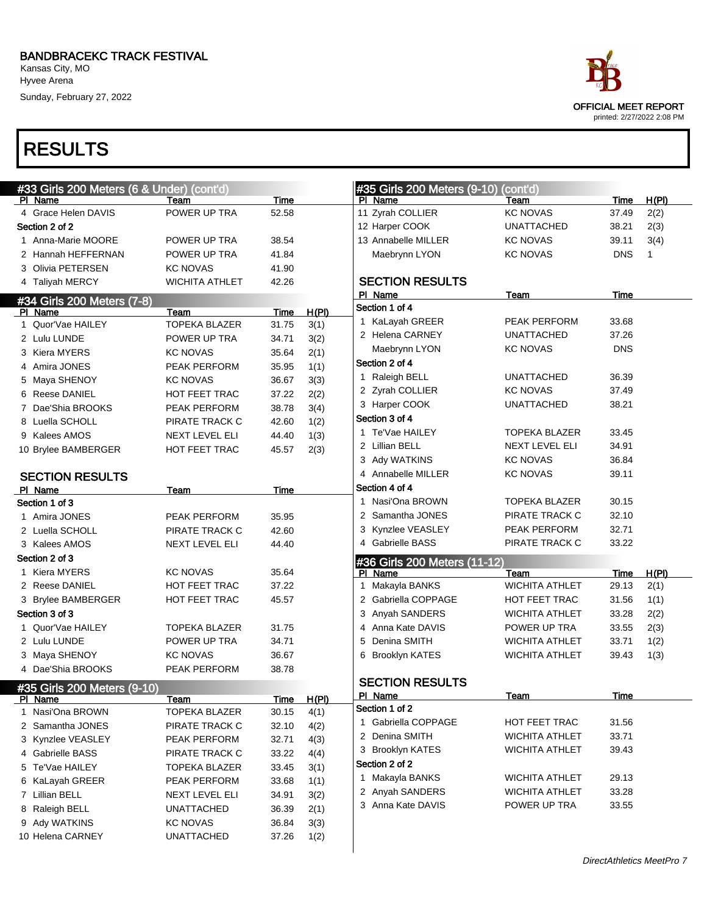# RESULTS

## #33 Girls 200 Meters (6 & Under) (cont'd)

| Pl | Name | Team | Time |
|---|---|---|---|
| 4 | Grace Helen DAVIS | POWER UP TRA | 52.58 |
| **Section 2 of 2** | | | |
| 1 | Anna-Marie MOORE | POWER UP TRA | 38.54 |
| 2 | Hannah HEFFERNAN | POWER UP TRA | 41.84 |
| 3 | Olivia PETERSEN | KC NOVAS | 41.90 |
| 4 | Taliyah MERCY | WICHITA ATHLET | 42.26 |

## #34 Girls 200 Meters (7-8)

| Pl | Name | Team | Time | H(Pl) |
|---|---|---|---|---|
| 1 | Quor'Vae HAILEY | TOPEKA BLAZER | 31.75 | 3(1) |
| 2 | Lulu LUNDE | POWER UP TRA | 34.71 | 3(2) |
| 3 | Kiera MYERS | KC NOVAS | 35.64 | 2(1) |
| 4 | Amira JONES | PEAK PERFORM | 35.95 | 1(1) |
| 5 | Maya SHENOY | KC NOVAS | 36.67 | 3(3) |
| 6 | Reese DANIEL | HOT FEET TRAC | 37.22 | 2(2) |
| 7 | Dae'Shia BROOKS | PEAK PERFORM | 38.78 | 3(4) |
| 8 | Luella SCHOLL | PIRATE TRACK C | 42.60 | 1(2) |
| 9 | Kalees AMOS | NEXT LEVEL ELI | 44.40 | 1(3) |
| 10 | Brylee BAMBERGER | HOT FEET TRAC | 45.57 | 2(3) |

### SECTION RESULTS

| Pl | Name | Team | Time |
|---|---|---|---|
| **Section 1 of 3** | | | |
| 1 | Amira JONES | PEAK PERFORM | 35.95 |
| 2 | Luella SCHOLL | PIRATE TRACK C | 42.60 |
| 3 | Kalees AMOS | NEXT LEVEL ELI | 44.40 |
| **Section 2 of 3** | | | |
| 1 | Kiera MYERS | KC NOVAS | 35.64 |
| 2 | Reese DANIEL | HOT FEET TRAC | 37.22 |
| 3 | Brylee BAMBERGER | HOT FEET TRAC | 45.57 |
| **Section 3 of 3** | | | |
| 1 | Quor'Vae HAILEY | TOPEKA BLAZER | 31.75 |
| 2 | Lulu LUNDE | POWER UP TRA | 34.71 |
| 3 | Maya SHENOY | KC NOVAS | 36.67 |
| 4 | Dae'Shia BROOKS | PEAK PERFORM | 38.78 |

## #35 Girls 200 Meters (9-10)

| Pl | Name | Team | Time | H(Pl) |
|---|---|---|---|---|
| 1 | Nasi'Ona BROWN | TOPEKA BLAZER | 30.15 | 4(1) |
| 2 | Samantha JONES | PIRATE TRACK C | 32.10 | 4(2) |
| 3 | Kynzlee VEASLEY | PEAK PERFORM | 32.71 | 4(3) |
| 4 | Gabrielle BASS | PIRATE TRACK C | 33.22 | 4(4) |
| 5 | Te'Vae HAILEY | TOPEKA BLAZER | 33.45 | 3(1) |
| 6 | KaLayah GREER | PEAK PERFORM | 33.68 | 1(1) |
| 7 | Lillian BELL | NEXT LEVEL ELI | 34.91 | 3(2) |
| 8 | Raleigh BELL | UNATTACHED | 36.39 | 2(1) |
| 9 | Ady WATKINS | KC NOVAS | 36.84 | 3(3) |
| 10 | Helena CARNEY | UNATTACHED | 37.26 | 1(2) |
| 11 | Zyrah COLLIER | KC NOVAS | 37.49 | 2(2) |
| 12 | Harper COOK | UNATTACHED | 38.21 | 2(3) |
| 13 | Annabelle MILLER | KC NOVAS | 39.11 | 3(4) |
| | Maebrynn LYON | KC NOVAS | DNS | 1 |

### SECTION RESULTS

| Pl | Name | Team | Time |
|---|---|---|---|
| **Section 1 of 4** | | | |
| 1 | KaLayah GREER | PEAK PERFORM | 33.68 |
| 2 | Helena CARNEY | UNATTACHED | 37.26 |
| | Maebrynn LYON | KC NOVAS | DNS |
| **Section 2 of 4** | | | |
| 1 | Raleigh BELL | UNATTACHED | 36.39 |
| 2 | Zyrah COLLIER | KC NOVAS | 37.49 |
| 3 | Harper COOK | UNATTACHED | 38.21 |
| **Section 3 of 4** | | | |
| 1 | Te'Vae HAILEY | TOPEKA BLAZER | 33.45 |
| 2 | Lillian BELL | NEXT LEVEL ELI | 34.91 |
| 3 | Ady WATKINS | KC NOVAS | 36.84 |
| 4 | Annabelle MILLER | KC NOVAS | 39.11 |
| **Section 4 of 4** | | | |
| 1 | Nasi'Ona BROWN | TOPEKA BLAZER | 30.15 |
| 2 | Samantha JONES | PIRATE TRACK C | 32.10 |
| 3 | Kynzlee VEASLEY | PEAK PERFORM | 32.71 |
| 4 | Gabrielle BASS | PIRATE TRACK C | 33.22 |

## #36 Girls 200 Meters (11-12)

| Pl | Name | Team | Time | H(Pl) |
|---|---|---|---|---|
| 1 | Makayla BANKS | WICHITA ATHLET | 29.13 | 2(1) |
| 2 | Gabriella COPPAGE | HOT FEET TRAC | 31.56 | 1(1) |
| 3 | Anyah SANDERS | WICHITA ATHLET | 33.28 | 2(2) |
| 4 | Anna Kate DAVIS | POWER UP TRA | 33.55 | 2(3) |
| 5 | Denina SMITH | WICHITA ATHLET | 33.71 | 1(2) |
| 6 | Brooklyn KATES | WICHITA ATHLET | 39.43 | 1(3) |

### SECTION RESULTS

| Pl | Name | Team | Time |
|---|---|---|---|
| **Section 1 of 2** | | | |
| 1 | Gabriella COPPAGE | HOT FEET TRAC | 31.56 |
| 2 | Denina SMITH | WICHITA ATHLET | 33.71 |
| 3 | Brooklyn KATES | WICHITA ATHLET | 39.43 |
| **Section 2 of 2** | | | |
| 1 | Makayla BANKS | WICHITA ATHLET | 29.13 |
| 2 | Anyah SANDERS | WICHITA ATHLET | 33.28 |
| 3 | Anna Kate DAVIS | POWER UP TRA | 33.55 |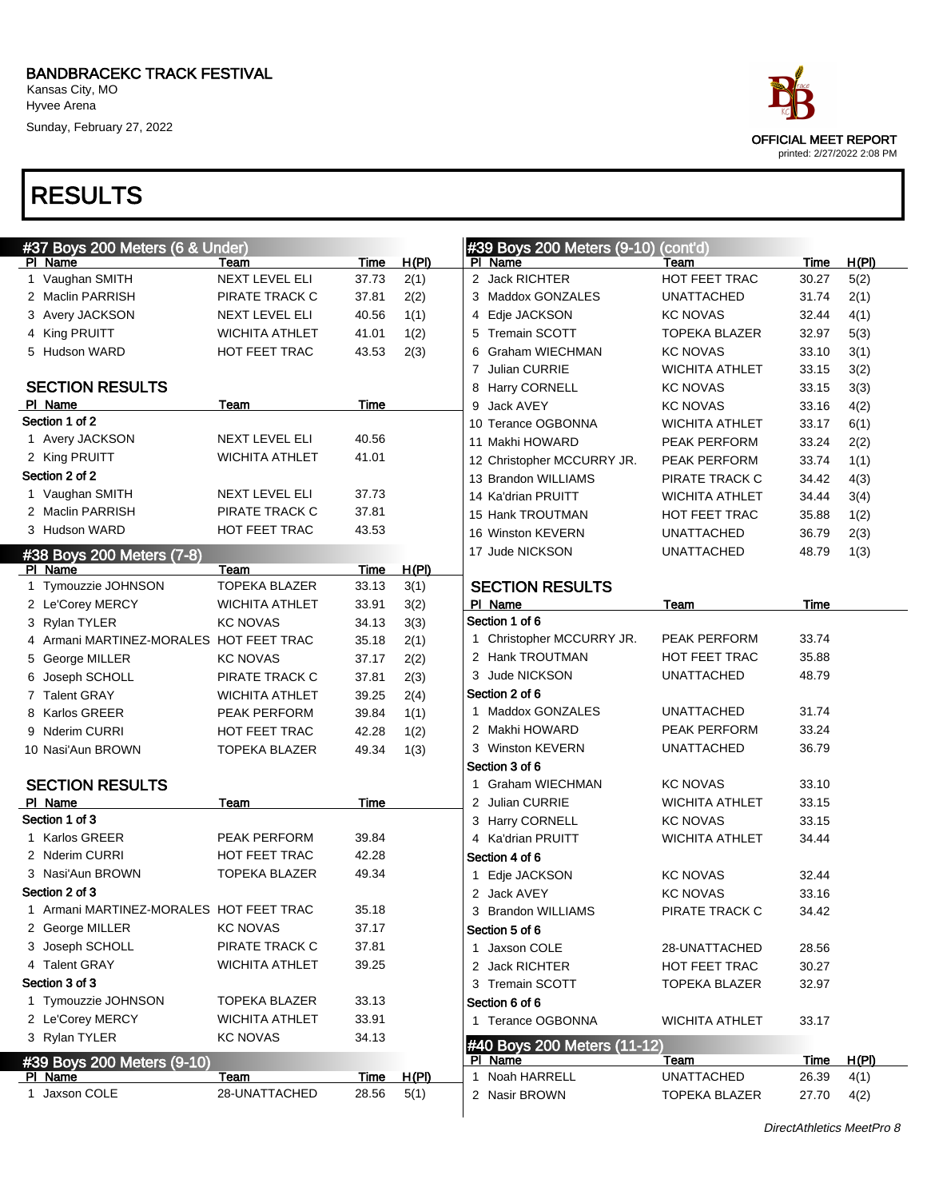BANDBRACEKC TRACK FESTIVAL
Kansas City, MO
Hyvee Arena
Sunday, February 27, 2022

OFFICIAL MEET REPORT
printed: 2/27/2022 2:08 PM

# RESULTS

## #37 Boys 200 Meters (6 & Under)

| Pl | Name | Team | Time | H(Pl) |
|---|---|---|---|---|
| 1 | Vaughan SMITH | NEXT LEVEL ELI | 37.73 | 2(1) |
| 2 | Maclin PARRISH | PIRATE TRACK C | 37.81 | 2(2) |
| 3 | Avery JACKSON | NEXT LEVEL ELI | 40.56 | 1(1) |
| 4 | King PRUITT | WICHITA ATHLET | 41.01 | 1(2) |
| 5 | Hudson WARD | HOT FEET TRAC | 43.53 | 2(3) |

### SECTION RESULTS

| Pl | Name | Team | Time |
|---|---|---|---|
| Section 1 of 2 | | | |
| 1 | Avery JACKSON | NEXT LEVEL ELI | 40.56 |
| 2 | King PRUITT | WICHITA ATHLET | 41.01 |
| Section 2 of 2 | | | |
| 1 | Vaughan SMITH | NEXT LEVEL ELI | 37.73 |
| 2 | Maclin PARRISH | PIRATE TRACK C | 37.81 |
| 3 | Hudson WARD | HOT FEET TRAC | 43.53 |

## #38 Boys 200 Meters (7-8)

| Pl | Name | Team | Time | H(Pl) |
|---|---|---|---|---|
| 1 | Tymouzzie JOHNSON | TOPEKA BLAZER | 33.13 | 3(1) |
| 2 | Le'Corey MERCY | WICHITA ATHLET | 33.91 | 3(2) |
| 3 | Rylan TYLER | KC NOVAS | 34.13 | 3(3) |
| 4 | Armani MARTINEZ-MORALES | HOT FEET TRAC | 35.18 | 2(1) |
| 5 | George MILLER | KC NOVAS | 37.17 | 2(2) |
| 6 | Joseph SCHOLL | PIRATE TRACK C | 37.81 | 2(3) |
| 7 | Talent GRAY | WICHITA ATHLET | 39.25 | 2(4) |
| 8 | Karlos GREER | PEAK PERFORM | 39.84 | 1(1) |
| 9 | Nderim CURRI | HOT FEET TRAC | 42.28 | 1(2) |
| 10 | Nasi'Aun BROWN | TOPEKA BLAZER | 49.34 | 1(3) |

### SECTION RESULTS

| Pl | Name | Team | Time |
|---|---|---|---|
| Section 1 of 3 | | | |
| 1 | Karlos GREER | PEAK PERFORM | 39.84 |
| 2 | Nderim CURRI | HOT FEET TRAC | 42.28 |
| 3 | Nasi'Aun BROWN | TOPEKA BLAZER | 49.34 |
| Section 2 of 3 | | | |
| 1 | Armani MARTINEZ-MORALES | HOT FEET TRAC | 35.18 |
| 2 | George MILLER | KC NOVAS | 37.17 |
| 3 | Joseph SCHOLL | PIRATE TRACK C | 37.81 |
| 4 | Talent GRAY | WICHITA ATHLET | 39.25 |
| Section 3 of 3 | | | |
| 1 | Tymouzzie JOHNSON | TOPEKA BLAZER | 33.13 |
| 2 | Le'Corey MERCY | WICHITA ATHLET | 33.91 |
| 3 | Rylan TYLER | KC NOVAS | 34.13 |

## #39 Boys 200 Meters (9-10)

| Pl | Name | Team | Time | H(Pl) |
|---|---|---|---|---|
| 1 | Jaxson COLE | 28-UNATTACHED | 28.56 | 5(1) |
| 2 | Jack RICHTER | HOT FEET TRAC | 30.27 | 5(2) |
| 3 | Maddox GONZALES | UNATTACHED | 31.74 | 2(1) |
| 4 | Edje JACKSON | KC NOVAS | 32.44 | 4(1) |
| 5 | Tremain SCOTT | TOPEKA BLAZER | 32.97 | 5(3) |
| 6 | Graham WIECHMAN | KC NOVAS | 33.10 | 3(1) |
| 7 | Julian CURRIE | WICHITA ATHLET | 33.15 | 3(2) |
| 8 | Harry CORNELL | KC NOVAS | 33.15 | 3(3) |
| 9 | Jack AVEY | KC NOVAS | 33.16 | 4(2) |
| 10 | Terance OGBONNA | WICHITA ATHLET | 33.17 | 6(1) |
| 11 | Makhi HOWARD | PEAK PERFORM | 33.24 | 2(2) |
| 12 | Christopher MCCURRY JR. | PEAK PERFORM | 33.74 | 1(1) |
| 13 | Brandon WILLIAMS | PIRATE TRACK C | 34.42 | 4(3) |
| 14 | Ka'drian PRUITT | WICHITA ATHLET | 34.44 | 3(4) |
| 15 | Hank TROUTMAN | HOT FEET TRAC | 35.88 | 1(2) |
| 16 | Winston KEVERN | UNATTACHED | 36.79 | 2(3) |
| 17 | Jude NICKSON | UNATTACHED | 48.79 | 1(3) |

### SECTION RESULTS

| Pl | Name | Team | Time |
|---|---|---|---|
| Section 1 of 6 | | | |
| 1 | Christopher MCCURRY JR. | PEAK PERFORM | 33.74 |
| 2 | Hank TROUTMAN | HOT FEET TRAC | 35.88 |
| 3 | Jude NICKSON | UNATTACHED | 48.79 |
| Section 2 of 6 | | | |
| 1 | Maddox GONZALES | UNATTACHED | 31.74 |
| 2 | Makhi HOWARD | PEAK PERFORM | 33.24 |
| 3 | Winston KEVERN | UNATTACHED | 36.79 |
| Section 3 of 6 | | | |
| 1 | Graham WIECHMAN | KC NOVAS | 33.10 |
| 2 | Julian CURRIE | WICHITA ATHLET | 33.15 |
| 3 | Harry CORNELL | KC NOVAS | 33.15 |
| 4 | Ka'drian PRUITT | WICHITA ATHLET | 34.44 |
| Section 4 of 6 | | | |
| 1 | Edje JACKSON | KC NOVAS | 32.44 |
| 2 | Jack AVEY | KC NOVAS | 33.16 |
| 3 | Brandon WILLIAMS | PIRATE TRACK C | 34.42 |
| Section 5 of 6 | | | |
| 1 | Jaxson COLE | 28-UNATTACHED | 28.56 |
| 2 | Jack RICHTER | HOT FEET TRAC | 30.27 |
| 3 | Tremain SCOTT | TOPEKA BLAZER | 32.97 |
| Section 6 of 6 | | | |
| 1 | Terance OGBONNA | WICHITA ATHLET | 33.17 |

## #40 Boys 200 Meters (11-12)

| Pl | Name | Team | Time | H(Pl) |
|---|---|---|---|---|
| 1 | Noah HARRELL | UNATTACHED | 26.39 | 4(1) |
| 2 | Nasir BROWN | TOPEKA BLAZER | 27.70 | 4(2) |

*DirectAthletics MeetPro 8*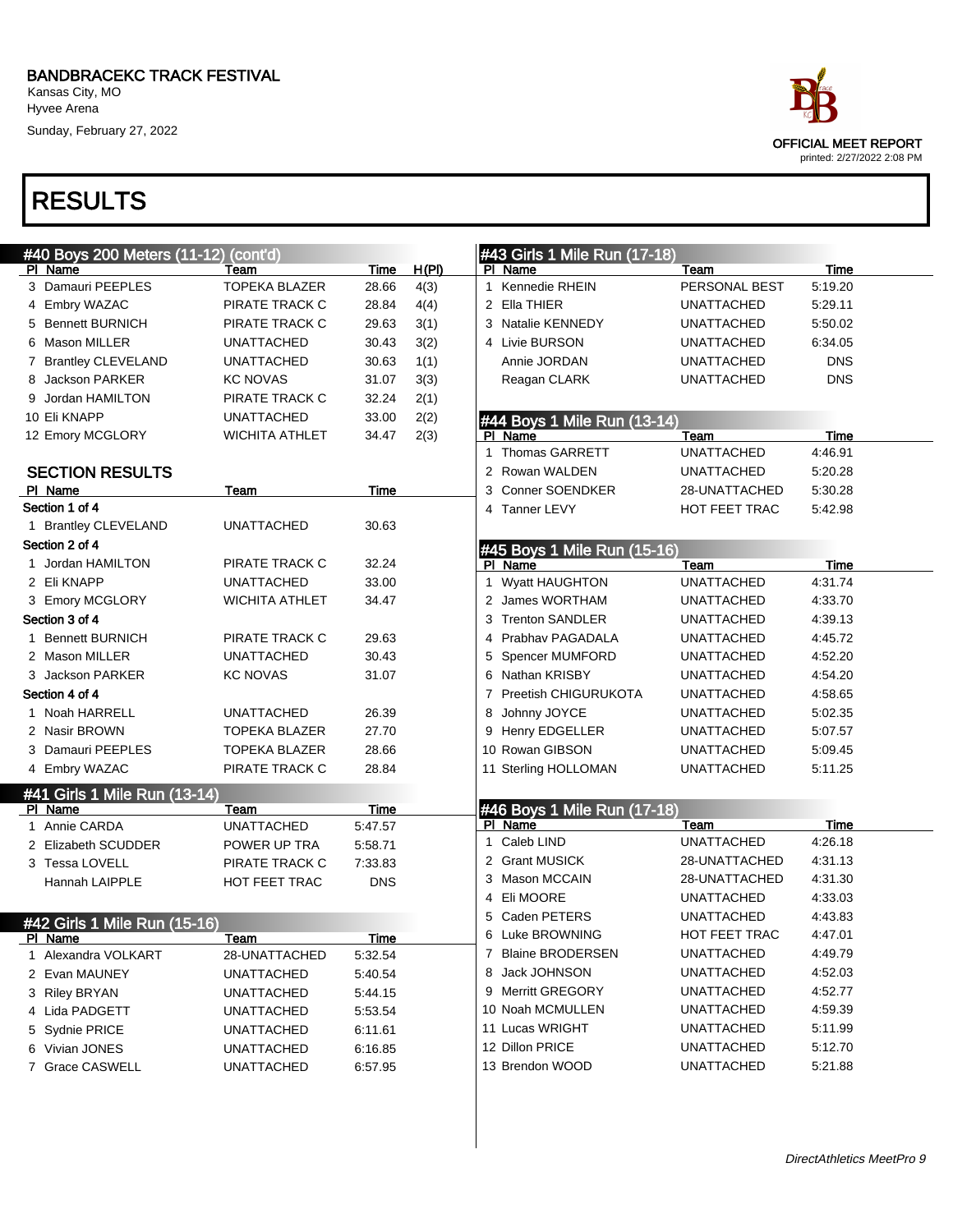# BANDBRACEKC TRACK FESTIVAL

Kansas City, MO
Hyvee Arena
Sunday, February 27, 2022

OFFICIAL MEET REPORT
printed: 2/27/2022 2:08 PM

# RESULTS

## #40 Boys 200 Meters (11-12) (cont'd)

| Pl | Name | Team | Time | H(Pl) |
|---|---|---|---|---|
| 3 | Damauri PEEPLES | TOPEKA BLAZER | 28.66 | 4(3) |
| 4 | Embry WAZAC | PIRATE TRACK C | 28.84 | 4(4) |
| 5 | Bennett BURNICH | PIRATE TRACK C | 29.63 | 3(1) |
| 6 | Mason MILLER | UNATTACHED | 30.43 | 3(2) |
| 7 | Brantley CLEVELAND | UNATTACHED | 30.63 | 1(1) |
| 8 | Jackson PARKER | KC NOVAS | 31.07 | 3(3) |
| 9 | Jordan HAMILTON | PIRATE TRACK C | 32.24 | 2(1) |
| 10 | Eli KNAPP | UNATTACHED | 33.00 | 2(2) |
| 12 | Emory MCGLORY | WICHITA ATHLET | 34.47 | 2(3) |

### SECTION RESULTS

| Pl | Name | Team | Time |
|---|---|---|---|
| **Section 1 of 4** | | | |
| 1 | Brantley CLEVELAND | UNATTACHED | 30.63 |
| **Section 2 of 4** | | | |
| 1 | Jordan HAMILTON | PIRATE TRACK C | 32.24 |
| 2 | Eli KNAPP | UNATTACHED | 33.00 |
| 3 | Emory MCGLORY | WICHITA ATHLET | 34.47 |
| **Section 3 of 4** | | | |
| 1 | Bennett BURNICH | PIRATE TRACK C | 29.63 |
| 2 | Mason MILLER | UNATTACHED | 30.43 |
| 3 | Jackson PARKER | KC NOVAS | 31.07 |
| **Section 4 of 4** | | | |
| 1 | Noah HARRELL | UNATTACHED | 26.39 |
| 2 | Nasir BROWN | TOPEKA BLAZER | 27.70 |
| 3 | Damauri PEEPLES | TOPEKA BLAZER | 28.66 |
| 4 | Embry WAZAC | PIRATE TRACK C | 28.84 |

## #41 Girls 1 Mile Run (13-14)

| Pl | Name | Team | Time |
|---|---|---|---|
| 1 | Annie CARDA | UNATTACHED | 5:47.57 |
| 2 | Elizabeth SCUDDER | POWER UP TRA | 5:58.71 |
| 3 | Tessa LOVELL | PIRATE TRACK C | 7:33.83 |
| | Hannah LAIPPLE | HOT FEET TRAC | DNS |

## #42 Girls 1 Mile Run (15-16)

| Pl | Name | Team | Time |
|---|---|---|---|
| 1 | Alexandra VOLKART | 28-UNATTACHED | 5:32.54 |
| 2 | Evan MAUNEY | UNATTACHED | 5:40.54 |
| 3 | Riley BRYAN | UNATTACHED | 5:44.15 |
| 4 | Lida PADGETT | UNATTACHED | 5:53.54 |
| 5 | Sydnie PRICE | UNATTACHED | 6:11.61 |
| 6 | Vivian JONES | UNATTACHED | 6:16.85 |
| 7 | Grace CASWELL | UNATTACHED | 6:57.95 |

## #43 Girls 1 Mile Run (17-18)

| Pl | Name | Team | Time |
|---|---|---|---|
| 1 | Kennedie RHEIN | PERSONAL BEST | 5:19.20 |
| 2 | Ella THIER | UNATTACHED | 5:29.11 |
| 3 | Natalie KENNEDY | UNATTACHED | 5:50.02 |
| 4 | Livie BURSON | UNATTACHED | 6:34.05 |
| | Annie JORDAN | UNATTACHED | DNS |
| | Reagan CLARK | UNATTACHED | DNS |

## #44 Boys 1 Mile Run (13-14)

| Pl | Name | Team | Time |
|---|---|---|---|
| 1 | Thomas GARRETT | UNATTACHED | 4:46.91 |
| 2 | Rowan WALDEN | UNATTACHED | 5:20.28 |
| 3 | Conner SOENDKER | 28-UNATTACHED | 5:30.28 |
| 4 | Tanner LEVY | HOT FEET TRAC | 5:42.98 |

## #45 Boys 1 Mile Run (15-16)

| Pl | Name | Team | Time |
|---|---|---|---|
| 1 | Wyatt HAUGHTON | UNATTACHED | 4:31.74 |
| 2 | James WORTHAM | UNATTACHED | 4:33.70 |
| 3 | Trenton SANDLER | UNATTACHED | 4:39.13 |
| 4 | Prabhav PAGADALA | UNATTACHED | 4:45.72 |
| 5 | Spencer MUMFORD | UNATTACHED | 4:52.20 |
| 6 | Nathan KRISBY | UNATTACHED | 4:54.20 |
| 7 | Preetish CHIGURUKOTA | UNATTACHED | 4:58.65 |
| 8 | Johnny JOYCE | UNATTACHED | 5:02.35 |
| 9 | Henry EDGELLER | UNATTACHED | 5:07.57 |
| 10 | Rowan GIBSON | UNATTACHED | 5:09.45 |
| 11 | Sterling HOLLOMAN | UNATTACHED | 5:11.25 |

## #46 Boys 1 Mile Run (17-18)

| Pl | Name | Team | Time |
|---|---|---|---|
| 1 | Caleb LIND | UNATTACHED | 4:26.18 |
| 2 | Grant MUSICK | 28-UNATTACHED | 4:31.13 |
| 3 | Mason MCCAIN | 28-UNATTACHED | 4:31.30 |
| 4 | Eli MOORE | UNATTACHED | 4:33.03 |
| 5 | Caden PETERS | UNATTACHED | 4:43.83 |
| 6 | Luke BROWNING | HOT FEET TRAC | 4:47.01 |
| 7 | Blaine BRODERSEN | UNATTACHED | 4:49.79 |
| 8 | Jack JOHNSON | UNATTACHED | 4:52.03 |
| 9 | Merritt GREGORY | UNATTACHED | 4:52.77 |
| 10 | Noah MCMULLEN | UNATTACHED | 4:59.39 |
| 11 | Lucas WRIGHT | UNATTACHED | 5:11.99 |
| 12 | Dillon PRICE | UNATTACHED | 5:12.70 |
| 13 | Brendon WOOD | UNATTACHED | 5:21.88 |

*DirectAthletics MeetPro 9*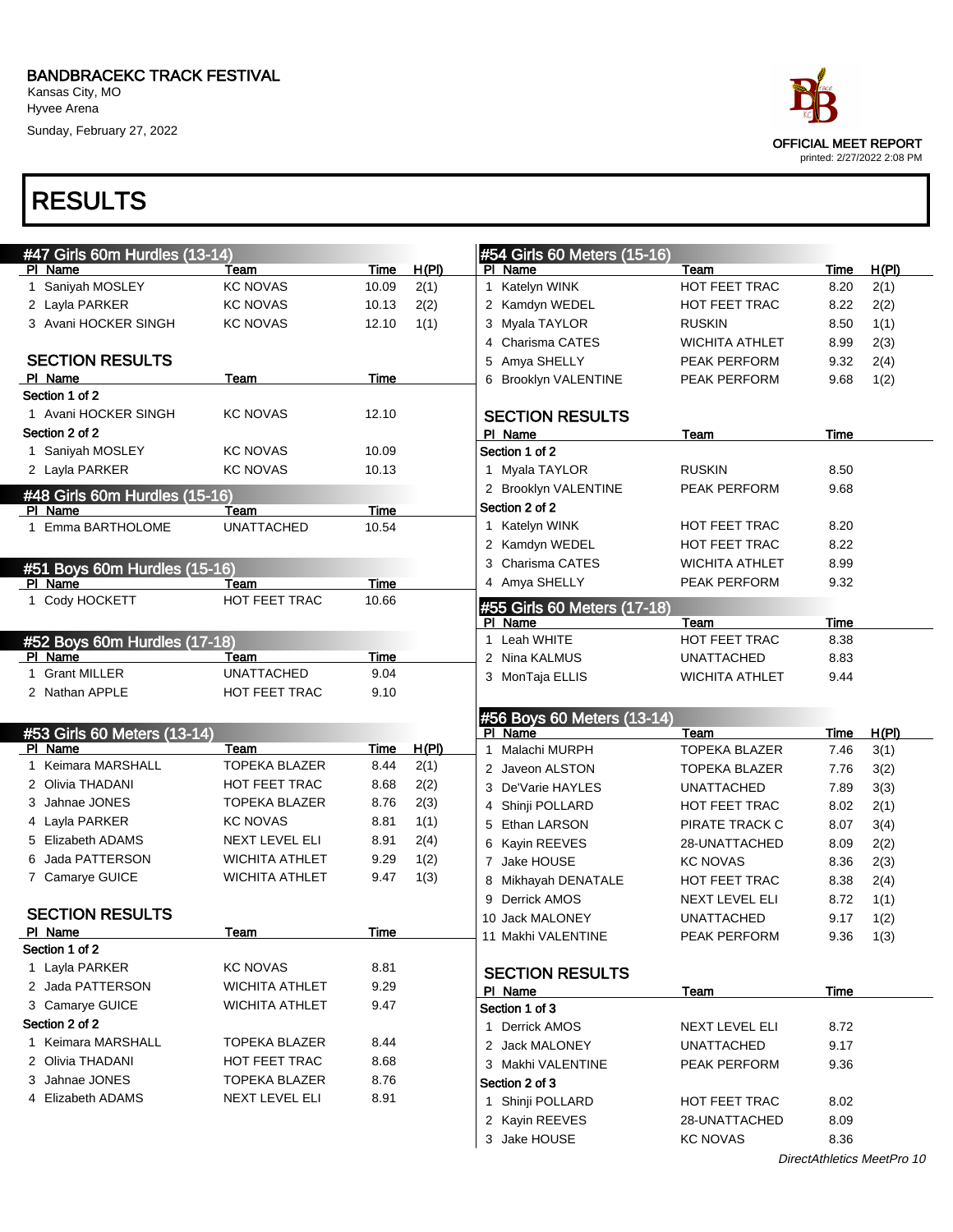BANDBRACEKC TRACK FESTIVAL
Kansas City, MO
Hyvee Arena
Sunday, February 27, 2022

OFFICIAL MEET REPORT
printed: 2/27/2022 2:08 PM

# RESULTS

## #47 Girls 60m Hurdles (13-14)

| Pl | Name | Team | Time | H(Pl) |
|---|---|---|---|---|
| 1 | Saniyah MOSLEY | KC NOVAS | 10.09 | 2(1) |
| 2 | Layla PARKER | KC NOVAS | 10.13 | 2(2) |
| 3 | Avani HOCKER SINGH | KC NOVAS | 12.10 | 1(1) |

### SECTION RESULTS

| Pl | Name | Team | Time |
|---|---|---|---|
| Section 1 of 2 | | | |
| 1 | Avani HOCKER SINGH | KC NOVAS | 12.10 |
| Section 2 of 2 | | | |
| 1 | Saniyah MOSLEY | KC NOVAS | 10.09 |
| 2 | Layla PARKER | KC NOVAS | 10.13 |

## #48 Girls 60m Hurdles (15-16)

| Pl | Name | Team | Time |
|---|---|---|---|
| 1 | Emma BARTHOLOME | UNATTACHED | 10.54 |

## #51 Boys 60m Hurdles (15-16)

| Pl | Name | Team | Time |
|---|---|---|---|
| 1 | Cody HOCKETT | HOT FEET TRAC | 10.66 |

## #52 Boys 60m Hurdles (17-18)

| Pl | Name | Team | Time |
|---|---|---|---|
| 1 | Grant MILLER | UNATTACHED | 9.04 |
| 2 | Nathan APPLE | HOT FEET TRAC | 9.10 |

## #53 Girls 60 Meters (13-14)

| Pl | Name | Team | Time | H(Pl) |
|---|---|---|---|---|
| 1 | Keimara MARSHALL | TOPEKA BLAZER | 8.44 | 2(1) |
| 2 | Olivia THADANI | HOT FEET TRAC | 8.68 | 2(2) |
| 3 | Jahnae JONES | TOPEKA BLAZER | 8.76 | 2(3) |
| 4 | Layla PARKER | KC NOVAS | 8.81 | 1(1) |
| 5 | Elizabeth ADAMS | NEXT LEVEL ELI | 8.91 | 2(4) |
| 6 | Jada PATTERSON | WICHITA ATHLET | 9.29 | 1(2) |
| 7 | Camarye GUICE | WICHITA ATHLET | 9.47 | 1(3) |

### SECTION RESULTS

| Pl | Name | Team | Time |
|---|---|---|---|
| Section 1 of 2 | | | |
| 1 | Layla PARKER | KC NOVAS | 8.81 |
| 2 | Jada PATTERSON | WICHITA ATHLET | 9.29 |
| 3 | Camarye GUICE | WICHITA ATHLET | 9.47 |
| Section 2 of 2 | | | |
| 1 | Keimara MARSHALL | TOPEKA BLAZER | 8.44 |
| 2 | Olivia THADANI | HOT FEET TRAC | 8.68 |
| 3 | Jahnae JONES | TOPEKA BLAZER | 8.76 |
| 4 | Elizabeth ADAMS | NEXT LEVEL ELI | 8.91 |

## #54 Girls 60 Meters (15-16)

| Pl | Name | Team | Time | H(Pl) |
|---|---|---|---|---|
| 1 | Katelyn WINK | HOT FEET TRAC | 8.20 | 2(1) |
| 2 | Kamdyn WEDEL | HOT FEET TRAC | 8.22 | 2(2) |
| 3 | Myala TAYLOR | RUSKIN | 8.50 | 1(1) |
| 4 | Charisma CATES | WICHITA ATHLET | 8.99 | 2(3) |
| 5 | Amya SHELLY | PEAK PERFORM | 9.32 | 2(4) |
| 6 | Brooklyn VALENTINE | PEAK PERFORM | 9.68 | 1(2) |

### SECTION RESULTS

| Pl | Name | Team | Time |
|---|---|---|---|
| Section 1 of 2 | | | |
| 1 | Myala TAYLOR | RUSKIN | 8.50 |
| 2 | Brooklyn VALENTINE | PEAK PERFORM | 9.68 |
| Section 2 of 2 | | | |
| 1 | Katelyn WINK | HOT FEET TRAC | 8.20 |
| 2 | Kamdyn WEDEL | HOT FEET TRAC | 8.22 |
| 3 | Charisma CATES | WICHITA ATHLET | 8.99 |
| 4 | Amya SHELLY | PEAK PERFORM | 9.32 |

## #55 Girls 60 Meters (17-18)

| Pl | Name | Team | Time |
|---|---|---|---|
| 1 | Leah WHITE | HOT FEET TRAC | 8.38 |
| 2 | Nina KALMUS | UNATTACHED | 8.83 |
| 3 | MonTaja ELLIS | WICHITA ATHLET | 9.44 |

## #56 Boys 60 Meters (13-14)

| Pl | Name | Team | Time | H(Pl) |
|---|---|---|---|---|
| 1 | Malachi MURPH | TOPEKA BLAZER | 7.46 | 3(1) |
| 2 | Javeon ALSTON | TOPEKA BLAZER | 7.76 | 3(2) |
| 3 | De'Varie HAYLES | UNATTACHED | 7.89 | 3(3) |
| 4 | Shinji POLLARD | HOT FEET TRAC | 8.02 | 2(1) |
| 5 | Ethan LARSON | PIRATE TRACK C | 8.07 | 3(4) |
| 6 | Kayin REEVES | 28-UNATTACHED | 8.09 | 2(2) |
| 7 | Jake HOUSE | KC NOVAS | 8.36 | 2(3) |
| 8 | Mikhayah DENATALE | HOT FEET TRAC | 8.38 | 2(4) |
| 9 | Derrick AMOS | NEXT LEVEL ELI | 8.72 | 1(1) |
| 10 | Jack MALONEY | UNATTACHED | 9.17 | 1(2) |
| 11 | Makhi VALENTINE | PEAK PERFORM | 9.36 | 1(3) |

### SECTION RESULTS

| Pl | Name | Team | Time |
|---|---|---|---|
| Section 1 of 3 | | | |
| 1 | Derrick AMOS | NEXT LEVEL ELI | 8.72 |
| 2 | Jack MALONEY | UNATTACHED | 9.17 |
| 3 | Makhi VALENTINE | PEAK PERFORM | 9.36 |
| Section 2 of 3 | | | |
| 1 | Shinji POLLARD | HOT FEET TRAC | 8.02 |
| 2 | Kayin REEVES | 28-UNATTACHED | 8.09 |
| 3 | Jake HOUSE | KC NOVAS | 8.36 |

*DirectAthletics MeetPro 10*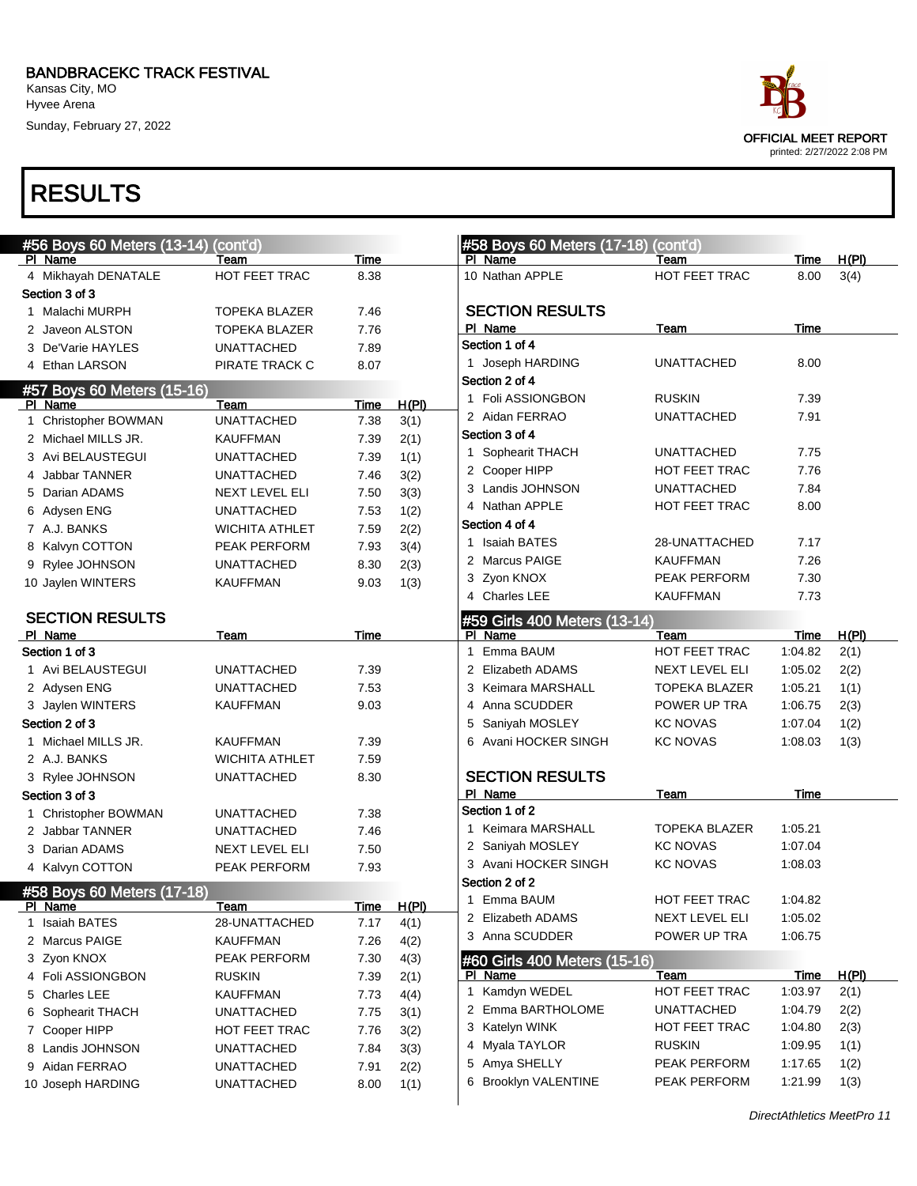BANDBRACEKC TRACK FESTIVAL
Kansas City, MO
Hyvee Arena
Sunday, February 27, 2022

OFFICIAL MEET REPORT
printed: 2/27/2022 2:08 PM

# RESULTS

## #56 Boys 60 Meters (13-14) (cont'd)

| Pl | Name | Team | Time |
|---|---|---|---|
| 4 | Mikhayah DENATALE | HOT FEET TRAC | 8.38 |
| **Section 3 of 3** | | | |
| 1 | Malachi MURPH | TOPEKA BLAZER | 7.46 |
| 2 | Javeon ALSTON | TOPEKA BLAZER | 7.76 |
| 3 | De'Varie HAYLES | UNATTACHED | 7.89 |
| 4 | Ethan LARSON | PIRATE TRACK C | 8.07 |

## #57 Boys 60 Meters (15-16)

| Pl | Name | Team | Time | H(Pl) |
|---|---|---|---|---|
| 1 | Christopher BOWMAN | UNATTACHED | 7.38 | 3(1) |
| 2 | Michael MILLS JR. | KAUFFMAN | 7.39 | 2(1) |
| 3 | Avi BELAUSTEGUI | UNATTACHED | 7.39 | 1(1) |
| 4 | Jabbar TANNER | UNATTACHED | 7.46 | 3(2) |
| 5 | Darian ADAMS | NEXT LEVEL ELI | 7.50 | 3(3) |
| 6 | Adysen ENG | UNATTACHED | 7.53 | 1(2) |
| 7 | A.J. BANKS | WICHITA ATHLET | 7.59 | 2(2) |
| 8 | Kalvyn COTTON | PEAK PERFORM | 7.93 | 3(4) |
| 9 | Rylee JOHNSON | UNATTACHED | 8.30 | 2(3) |
| 10 | Jaylen WINTERS | KAUFFMAN | 9.03 | 1(3) |

### SECTION RESULTS

| Pl | Name | Team | Time |
|---|---|---|---|
| **Section 1 of 3** | | | |
| 1 | Avi BELAUSTEGUI | UNATTACHED | 7.39 |
| 2 | Adysen ENG | UNATTACHED | 7.53 |
| 3 | Jaylen WINTERS | KAUFFMAN | 9.03 |
| **Section 2 of 3** | | | |
| 1 | Michael MILLS JR. | KAUFFMAN | 7.39 |
| 2 | A.J. BANKS | WICHITA ATHLET | 7.59 |
| 3 | Rylee JOHNSON | UNATTACHED | 8.30 |
| **Section 3 of 3** | | | |
| 1 | Christopher BOWMAN | UNATTACHED | 7.38 |
| 2 | Jabbar TANNER | UNATTACHED | 7.46 |
| 3 | Darian ADAMS | NEXT LEVEL ELI | 7.50 |
| 4 | Kalvyn COTTON | PEAK PERFORM | 7.93 |

## #58 Boys 60 Meters (17-18)

| Pl | Name | Team | Time | H(Pl) |
|---|---|---|---|---|
| 1 | Isaiah BATES | 28-UNATTACHED | 7.17 | 4(1) |
| 2 | Marcus PAIGE | KAUFFMAN | 7.26 | 4(2) |
| 3 | Zyon KNOX | PEAK PERFORM | 7.30 | 4(3) |
| 4 | Foli ASSIONGBON | RUSKIN | 7.39 | 2(1) |
| 5 | Charles LEE | KAUFFMAN | 7.73 | 4(4) |
| 6 | Sophearit THACH | UNATTACHED | 7.75 | 3(1) |
| 7 | Cooper HIPP | HOT FEET TRAC | 7.76 | 3(2) |
| 8 | Landis JOHNSON | UNATTACHED | 7.84 | 3(3) |
| 9 | Aidan FERRAO | UNATTACHED | 7.91 | 2(2) |
| 10 | Joseph HARDING | UNATTACHED | 8.00 | 1(1) |
| 10 | Nathan APPLE | HOT FEET TRAC | 8.00 | 3(4) |

### SECTION RESULTS

| Pl | Name | Team | Time |
|---|---|---|---|
| **Section 1 of 4** | | | |
| 1 | Joseph HARDING | UNATTACHED | 8.00 |
| **Section 2 of 4** | | | |
| 1 | Foli ASSIONGBON | RUSKIN | 7.39 |
| 2 | Aidan FERRAO | UNATTACHED | 7.91 |
| **Section 3 of 4** | | | |
| 1 | Sophearit THACH | UNATTACHED | 7.75 |
| 2 | Cooper HIPP | HOT FEET TRAC | 7.76 |
| 3 | Landis JOHNSON | UNATTACHED | 7.84 |
| 4 | Nathan APPLE | HOT FEET TRAC | 8.00 |
| **Section 4 of 4** | | | |
| 1 | Isaiah BATES | 28-UNATTACHED | 7.17 |
| 2 | Marcus PAIGE | KAUFFMAN | 7.26 |
| 3 | Zyon KNOX | PEAK PERFORM | 7.30 |
| 4 | Charles LEE | KAUFFMAN | 7.73 |

## #59 Girls 400 Meters (13-14)

| Pl | Name | Team | Time | H(Pl) |
|---|---|---|---|---|
| 1 | Emma BAUM | HOT FEET TRAC | 1:04.82 | 2(1) |
| 2 | Elizabeth ADAMS | NEXT LEVEL ELI | 1:05.02 | 2(2) |
| 3 | Keimara MARSHALL | TOPEKA BLAZER | 1:05.21 | 1(1) |
| 4 | Anna SCUDDER | POWER UP TRA | 1:06.75 | 2(3) |
| 5 | Saniyah MOSLEY | KC NOVAS | 1:07.04 | 1(2) |
| 6 | Avani HOCKER SINGH | KC NOVAS | 1:08.03 | 1(3) |

### SECTION RESULTS

| Pl | Name | Team | Time |
|---|---|---|---|
| **Section 1 of 2** | | | |
| 1 | Keimara MARSHALL | TOPEKA BLAZER | 1:05.21 |
| 2 | Saniyah MOSLEY | KC NOVAS | 1:07.04 |
| 3 | Avani HOCKER SINGH | KC NOVAS | 1:08.03 |
| **Section 2 of 2** | | | |
| 1 | Emma BAUM | HOT FEET TRAC | 1:04.82 |
| 2 | Elizabeth ADAMS | NEXT LEVEL ELI | 1:05.02 |
| 3 | Anna SCUDDER | POWER UP TRA | 1:06.75 |

## #60 Girls 400 Meters (15-16)

| Pl | Name | Team | Time | H(Pl) |
|---|---|---|---|---|
| 1 | Kamdyn WEDEL | HOT FEET TRAC | 1:03.97 | 2(1) |
| 2 | Emma BARTHOLOME | UNATTACHED | 1:04.79 | 2(2) |
| 3 | Katelyn WINK | HOT FEET TRAC | 1:04.80 | 2(3) |
| 4 | Myala TAYLOR | RUSKIN | 1:09.95 | 1(1) |
| 5 | Amya SHELLY | PEAK PERFORM | 1:17.65 | 1(2) |
| 6 | Brooklyn VALENTINE | PEAK PERFORM | 1:21.99 | 1(3) |

*DirectAthletics MeetPro 11*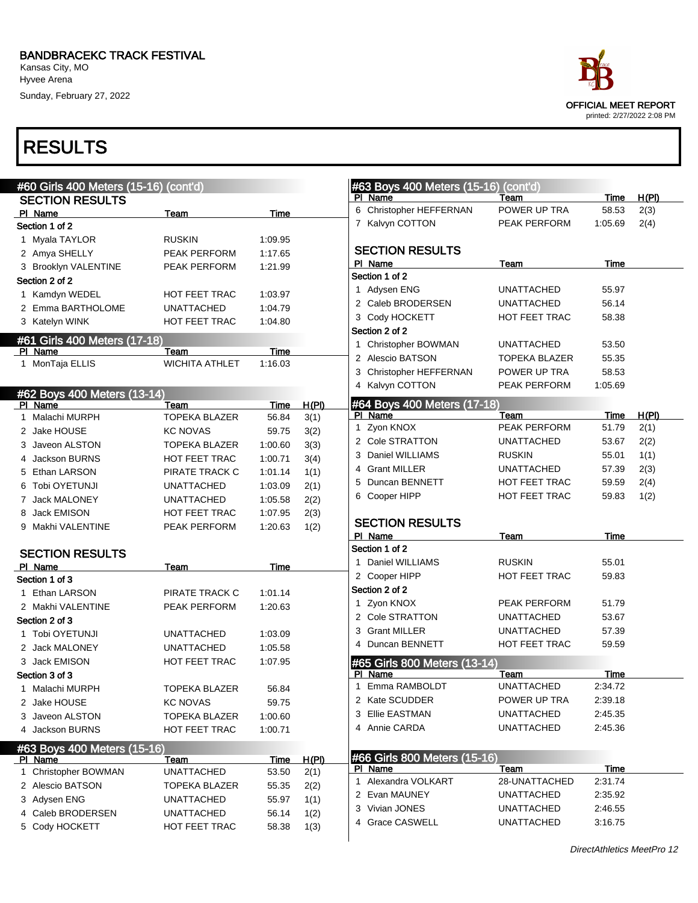BANDBRACEKC TRACK FESTIVAL
Kansas City, MO
Hyvee Arena
Sunday, February 27, 2022

OFFICIAL MEET REPORT
printed: 2/27/2022 2:08 PM

# RESULTS

## #60 Girls 400 Meters (15-16) (cont'd)

### SECTION RESULTS

| Pl | Name | Team | Time |
|---|---|---|---|
| Section 1 of 2 | | | |
| 1 | Myala TAYLOR | RUSKIN | 1:09.95 |
| 2 | Amya SHELLY | PEAK PERFORM | 1:17.65 |
| 3 | Brooklyn VALENTINE | PEAK PERFORM | 1:21.99 |
| Section 2 of 2 | | | |
| 1 | Kamdyn WEDEL | HOT FEET TRAC | 1:03.97 |
| 2 | Emma BARTHOLOME | UNATTACHED | 1:04.79 |
| 3 | Katelyn WINK | HOT FEET TRAC | 1:04.80 |

## #61 Girls 400 Meters (17-18)

| Pl | Name | Team | Time |
|---|---|---|---|
| 1 | MonTaja ELLIS | WICHITA ATHLET | 1:16.03 |

## #62 Boys 400 Meters (13-14)

| Pl | Name | Team | Time | H(Pl) |
|---|---|---|---|---|
| 1 | Malachi MURPH | TOPEKA BLAZER | 56.84 | 3(1) |
| 2 | Jake HOUSE | KC NOVAS | 59.75 | 3(2) |
| 3 | Javeon ALSTON | TOPEKA BLAZER | 1:00.60 | 3(3) |
| 4 | Jackson BURNS | HOT FEET TRAC | 1:00.71 | 3(4) |
| 5 | Ethan LARSON | PIRATE TRACK C | 1:01.14 | 1(1) |
| 6 | Tobi OYETUNJI | UNATTACHED | 1:03.09 | 2(1) |
| 7 | Jack MALONEY | UNATTACHED | 1:05.58 | 2(2) |
| 8 | Jack EMISON | HOT FEET TRAC | 1:07.95 | 2(3) |
| 9 | Makhi VALENTINE | PEAK PERFORM | 1:20.63 | 1(2) |

### SECTION RESULTS

| Pl | Name | Team | Time |
|---|---|---|---|
| Section 1 of 3 | | | |
| 1 | Ethan LARSON | PIRATE TRACK C | 1:01.14 |
| 2 | Makhi VALENTINE | PEAK PERFORM | 1:20.63 |
| Section 2 of 3 | | | |
| 1 | Tobi OYETUNJI | UNATTACHED | 1:03.09 |
| 2 | Jack MALONEY | UNATTACHED | 1:05.58 |
| 3 | Jack EMISON | HOT FEET TRAC | 1:07.95 |
| Section 3 of 3 | | | |
| 1 | Malachi MURPH | TOPEKA BLAZER | 56.84 |
| 2 | Jake HOUSE | KC NOVAS | 59.75 |
| 3 | Javeon ALSTON | TOPEKA BLAZER | 1:00.60 |
| 4 | Jackson BURNS | HOT FEET TRAC | 1:00.71 |

## #63 Boys 400 Meters (15-16)

| Pl | Name | Team | Time | H(Pl) |
|---|---|---|---|---|
| 1 | Christopher BOWMAN | UNATTACHED | 53.50 | 2(1) |
| 2 | Alescio BATSON | TOPEKA BLAZER | 55.35 | 2(2) |
| 3 | Adysen ENG | UNATTACHED | 55.97 | 1(1) |
| 4 | Caleb BRODERSEN | UNATTACHED | 56.14 | 1(2) |
| 5 | Cody HOCKETT | HOT FEET TRAC | 58.38 | 1(3) |
| 6 | Christopher HEFFERNAN | POWER UP TRA | 58.53 | 2(3) |
| 7 | Kalvyn COTTON | PEAK PERFORM | 1:05.69 | 2(4) |

### SECTION RESULTS

| Pl | Name | Team | Time |
|---|---|---|---|
| Section 1 of 2 | | | |
| 1 | Adysen ENG | UNATTACHED | 55.97 |
| 2 | Caleb BRODERSEN | UNATTACHED | 56.14 |
| 3 | Cody HOCKETT | HOT FEET TRAC | 58.38 |
| Section 2 of 2 | | | |
| 1 | Christopher BOWMAN | UNATTACHED | 53.50 |
| 2 | Alescio BATSON | TOPEKA BLAZER | 55.35 |
| 3 | Christopher HEFFERNAN | POWER UP TRA | 58.53 |
| 4 | Kalvyn COTTON | PEAK PERFORM | 1:05.69 |

## #64 Boys 400 Meters (17-18)

| Pl | Name | Team | Time | H(Pl) |
|---|---|---|---|---|
| 1 | Zyon KNOX | PEAK PERFORM | 51.79 | 2(1) |
| 2 | Cole STRATTON | UNATTACHED | 53.67 | 2(2) |
| 3 | Daniel WILLIAMS | RUSKIN | 55.01 | 1(1) |
| 4 | Grant MILLER | UNATTACHED | 57.39 | 2(3) |
| 5 | Duncan BENNETT | HOT FEET TRAC | 59.59 | 2(4) |
| 6 | Cooper HIPP | HOT FEET TRAC | 59.83 | 1(2) |

### SECTION RESULTS

| Pl | Name | Team | Time |
|---|---|---|---|
| Section 1 of 2 | | | |
| 1 | Daniel WILLIAMS | RUSKIN | 55.01 |
| 2 | Cooper HIPP | HOT FEET TRAC | 59.83 |
| Section 2 of 2 | | | |
| 1 | Zyon KNOX | PEAK PERFORM | 51.79 |
| 2 | Cole STRATTON | UNATTACHED | 53.67 |
| 3 | Grant MILLER | UNATTACHED | 57.39 |
| 4 | Duncan BENNETT | HOT FEET TRAC | 59.59 |

## #65 Girls 800 Meters (13-14)

| Pl | Name | Team | Time |
|---|---|---|---|
| 1 | Emma RAMBOLDT | UNATTACHED | 2:34.72 |
| 2 | Kate SCUDDER | POWER UP TRA | 2:39.18 |
| 3 | Ellie EASTMAN | UNATTACHED | 2:45.35 |
| 4 | Annie CARDA | UNATTACHED | 2:45.36 |

## #66 Girls 800 Meters (15-16)

| Pl | Name | Team | Time |
|---|---|---|---|
| 1 | Alexandra VOLKART | 28-UNATTACHED | 2:31.74 |
| 2 | Evan MAUNEY | UNATTACHED | 2:35.92 |
| 3 | Vivian JONES | UNATTACHED | 2:46.55 |
| 4 | Grace CASWELL | UNATTACHED | 3:16.75 |

*DirectAthletics MeetPro 12*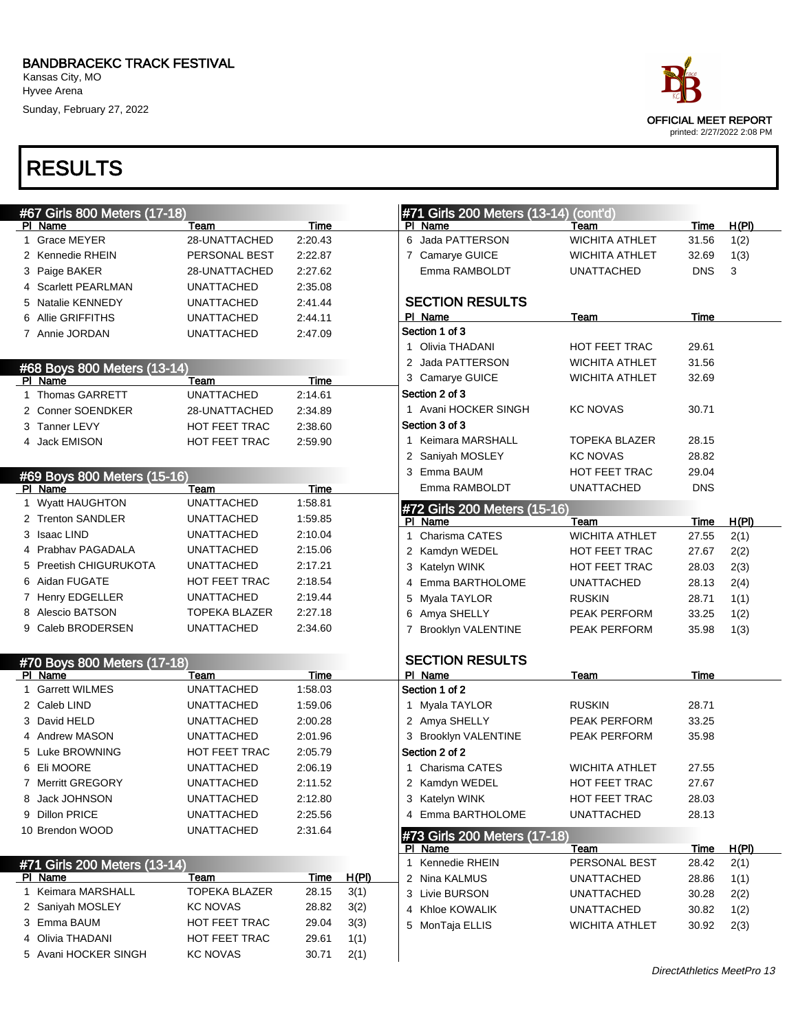# BANDBRACEKC TRACK FESTIVAL

Kansas City, MO
Hyvee Arena
Sunday, February 27, 2022

OFFICIAL MEET REPORT
printed: 2/27/2022 2:08 PM

# RESULTS

## #67 Girls 800 Meters (17-18)

| Pl | Name | Team | Time |
|---|---|---|---|
| 1 | Grace MEYER | 28-UNATTACHED | 2:20.43 |
| 2 | Kennedie RHEIN | PERSONAL BEST | 2:22.87 |
| 3 | Paige BAKER | 28-UNATTACHED | 2:27.62 |
| 4 | Scarlett PEARLMAN | UNATTACHED | 2:35.08 |
| 5 | Natalie KENNEDY | UNATTACHED | 2:41.44 |
| 6 | Allie GRIFFITHS | UNATTACHED | 2:44.11 |
| 7 | Annie JORDAN | UNATTACHED | 2:47.09 |

## #68 Boys 800 Meters (13-14)

| Pl | Name | Team | Time |
|---|---|---|---|
| 1 | Thomas GARRETT | UNATTACHED | 2:14.61 |
| 2 | Conner SOENDKER | 28-UNATTACHED | 2:34.89 |
| 3 | Tanner LEVY | HOT FEET TRAC | 2:38.60 |
| 4 | Jack EMISON | HOT FEET TRAC | 2:59.90 |

## #69 Boys 800 Meters (15-16)

| Pl | Name | Team | Time |
|---|---|---|---|
| 1 | Wyatt HAUGHTON | UNATTACHED | 1:58.81 |
| 2 | Trenton SANDLER | UNATTACHED | 1:59.85 |
| 3 | Isaac LIND | UNATTACHED | 2:10.04 |
| 4 | Prabhav PAGADALA | UNATTACHED | 2:15.06 |
| 5 | Preetish CHIGURUKOTA | UNATTACHED | 2:17.21 |
| 6 | Aidan FUGATE | HOT FEET TRAC | 2:18.54 |
| 7 | Henry EDGELLER | UNATTACHED | 2:19.44 |
| 8 | Alescio BATSON | TOPEKA BLAZER | 2:27.18 |
| 9 | Caleb BRODERSEN | UNATTACHED | 2:34.60 |

## #70 Boys 800 Meters (17-18)

| Pl | Name | Team | Time |
|---|---|---|---|
| 1 | Garrett WILMES | UNATTACHED | 1:58.03 |
| 2 | Caleb LIND | UNATTACHED | 1:59.06 |
| 3 | David HELD | UNATTACHED | 2:00.28 |
| 4 | Andrew MASON | UNATTACHED | 2:01.96 |
| 5 | Luke BROWNING | HOT FEET TRAC | 2:05.79 |
| 6 | Eli MOORE | UNATTACHED | 2:06.19 |
| 7 | Merritt GREGORY | UNATTACHED | 2:11.52 |
| 8 | Jack JOHNSON | UNATTACHED | 2:12.80 |
| 9 | Dillon PRICE | UNATTACHED | 2:25.56 |
| 10 | Brendon WOOD | UNATTACHED | 2:31.64 |

## #71 Girls 200 Meters (13-14)

| Pl | Name | Team | Time | H(Pl) |
|---|---|---|---|---|
| 1 | Keimara MARSHALL | TOPEKA BLAZER | 28.15 | 3(1) |
| 2 | Saniyah MOSLEY | KC NOVAS | 28.82 | 3(2) |
| 3 | Emma BAUM | HOT FEET TRAC | 29.04 | 3(3) |
| 4 | Olivia THADANI | HOT FEET TRAC | 29.61 | 1(1) |
| 5 | Avani HOCKER SINGH | KC NOVAS | 30.71 | 2(1) |
| 6 | Jada PATTERSON | WICHITA ATHLET | 31.56 | 1(2) |
| 7 | Camarye GUICE | WICHITA ATHLET | 32.69 | 1(3) |
| | Emma RAMBOLDT | UNATTACHED | DNS | 3 |

### SECTION RESULTS

| Pl | Name | Team | Time |
|---|---|---|---|
| **Section 1 of 3** | | | |
| 1 | Olivia THADANI | HOT FEET TRAC | 29.61 |
| 2 | Jada PATTERSON | WICHITA ATHLET | 31.56 |
| 3 | Camarye GUICE | WICHITA ATHLET | 32.69 |
| **Section 2 of 3** | | | |
| 1 | Avani HOCKER SINGH | KC NOVAS | 30.71 |
| **Section 3 of 3** | | | |
| 1 | Keimara MARSHALL | TOPEKA BLAZER | 28.15 |
| 2 | Saniyah MOSLEY | KC NOVAS | 28.82 |
| 3 | Emma BAUM | HOT FEET TRAC | 29.04 |
| | Emma RAMBOLDT | UNATTACHED | DNS |

## #72 Girls 200 Meters (15-16)

| Pl | Name | Team | Time | H(Pl) |
|---|---|---|---|---|
| 1 | Charisma CATES | WICHITA ATHLET | 27.55 | 2(1) |
| 2 | Kamdyn WEDEL | HOT FEET TRAC | 27.67 | 2(2) |
| 3 | Katelyn WINK | HOT FEET TRAC | 28.03 | 2(3) |
| 4 | Emma BARTHOLOME | UNATTACHED | 28.13 | 2(4) |
| 5 | Myala TAYLOR | RUSKIN | 28.71 | 1(1) |
| 6 | Amya SHELLY | PEAK PERFORM | 33.25 | 1(2) |
| 7 | Brooklyn VALENTINE | PEAK PERFORM | 35.98 | 1(3) |

### SECTION RESULTS

| Pl | Name | Team | Time |
|---|---|---|---|
| **Section 1 of 2** | | | |
| 1 | Myala TAYLOR | RUSKIN | 28.71 |
| 2 | Amya SHELLY | PEAK PERFORM | 33.25 |
| 3 | Brooklyn VALENTINE | PEAK PERFORM | 35.98 |
| **Section 2 of 2** | | | |
| 1 | Charisma CATES | WICHITA ATHLET | 27.55 |
| 2 | Kamdyn WEDEL | HOT FEET TRAC | 27.67 |
| 3 | Katelyn WINK | HOT FEET TRAC | 28.03 |
| 4 | Emma BARTHOLOME | UNATTACHED | 28.13 |

## #73 Girls 200 Meters (17-18)

| Pl | Name | Team | Time | H(Pl) |
|---|---|---|---|---|
| 1 | Kennedie RHEIN | PERSONAL BEST | 28.42 | 2(1) |
| 2 | Nina KALMUS | UNATTACHED | 28.86 | 1(1) |
| 3 | Livie BURSON | UNATTACHED | 30.28 | 2(2) |
| 4 | Khloe KOWALIK | UNATTACHED | 30.82 | 1(2) |
| 5 | MonTaja ELLIS | WICHITA ATHLET | 30.92 | 2(3) |

*DirectAthletics MeetPro 13*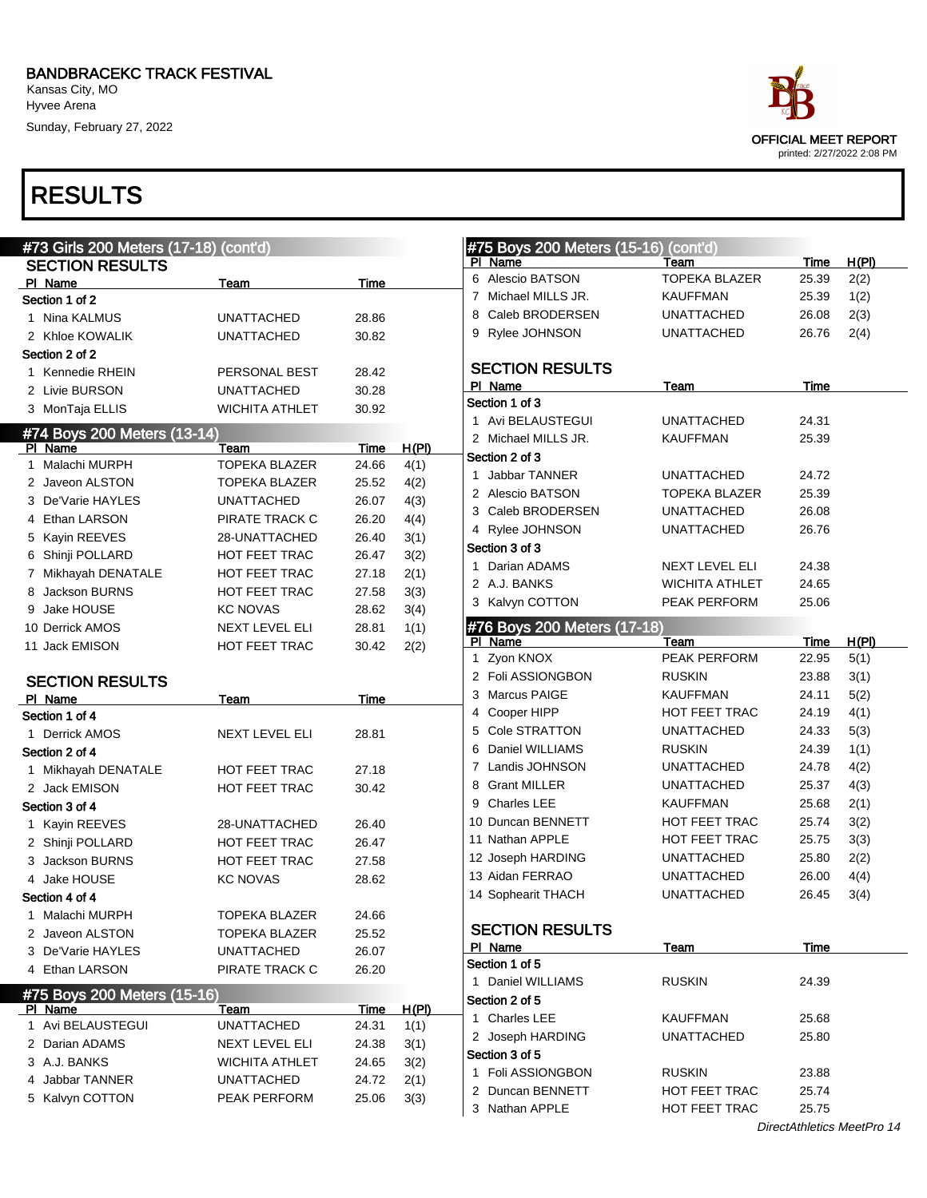# BANDBRACEKC TRACK FESTIVAL

Kansas City, MO
Hyvee Arena
Sunday, February 27, 2022

OFFICIAL MEET REPORT
printed: 2/27/2022 2:08 PM

# RESULTS

## #73 Girls 200 Meters (17-18) (cont'd)

### SECTION RESULTS

| Pl | Name | Team | Time |
|---|---|---|---|
| **Section 1 of 2** | | | |
| 1 | Nina KALMUS | UNATTACHED | 28.86 |
| 2 | Khloe KOWALIK | UNATTACHED | 30.82 |
| **Section 2 of 2** | | | |
| 1 | Kennedie RHEIN | PERSONAL BEST | 28.42 |
| 2 | Livie BURSON | UNATTACHED | 30.28 |
| 3 | MonTaja ELLIS | WICHITA ATHLET | 30.92 |

## #74 Boys 200 Meters (13-14)

| Pl | Name | Team | Time | H(Pl) |
|---|---|---|---|---|
| 1 | Malachi MURPH | TOPEKA BLAZER | 24.66 | 4(1) |
| 2 | Javeon ALSTON | TOPEKA BLAZER | 25.52 | 4(2) |
| 3 | De'Varie HAYLES | UNATTACHED | 26.07 | 4(3) |
| 4 | Ethan LARSON | PIRATE TRACK C | 26.20 | 4(4) |
| 5 | Kayin REEVES | 28-UNATTACHED | 26.40 | 3(1) |
| 6 | Shinji POLLARD | HOT FEET TRAC | 26.47 | 3(2) |
| 7 | Mikhayah DENATALE | HOT FEET TRAC | 27.18 | 2(1) |
| 8 | Jackson BURNS | HOT FEET TRAC | 27.58 | 3(3) |
| 9 | Jake HOUSE | KC NOVAS | 28.62 | 3(4) |
| 10 | Derrick AMOS | NEXT LEVEL ELI | 28.81 | 1(1) |
| 11 | Jack EMISON | HOT FEET TRAC | 30.42 | 2(2) |

### SECTION RESULTS

| Pl | Name | Team | Time |
|---|---|---|---|
| **Section 1 of 4** | | | |
| 1 | Derrick AMOS | NEXT LEVEL ELI | 28.81 |
| **Section 2 of 4** | | | |
| 1 | Mikhayah DENATALE | HOT FEET TRAC | 27.18 |
| 2 | Jack EMISON | HOT FEET TRAC | 30.42 |
| **Section 3 of 4** | | | |
| 1 | Kayin REEVES | 28-UNATTACHED | 26.40 |
| 2 | Shinji POLLARD | HOT FEET TRAC | 26.47 |
| 3 | Jackson BURNS | HOT FEET TRAC | 27.58 |
| 4 | Jake HOUSE | KC NOVAS | 28.62 |
| **Section 4 of 4** | | | |
| 1 | Malachi MURPH | TOPEKA BLAZER | 24.66 |
| 2 | Javeon ALSTON | TOPEKA BLAZER | 25.52 |
| 3 | De'Varie HAYLES | UNATTACHED | 26.07 |
| 4 | Ethan LARSON | PIRATE TRACK C | 26.20 |

## #75 Boys 200 Meters (15-16)

| Pl | Name | Team | Time | H(Pl) |
|---|---|---|---|---|
| 1 | Avi BELAUSTEGUI | UNATTACHED | 24.31 | 1(1) |
| 2 | Darian ADAMS | NEXT LEVEL ELI | 24.38 | 3(1) |
| 3 | A.J. BANKS | WICHITA ATHLET | 24.65 | 3(2) |
| 4 | Jabbar TANNER | UNATTACHED | 24.72 | 2(1) |
| 5 | Kalvyn COTTON | PEAK PERFORM | 25.06 | 3(3) |
| 6 | Alescio BATSON | TOPEKA BLAZER | 25.39 | 2(2) |
| 7 | Michael MILLS JR. | KAUFFMAN | 25.39 | 1(2) |
| 8 | Caleb BRODERSEN | UNATTACHED | 26.08 | 2(3) |
| 9 | Rylee JOHNSON | UNATTACHED | 26.76 | 2(4) |

### SECTION RESULTS

| Pl | Name | Team | Time |
|---|---|---|---|
| **Section 1 of 3** | | | |
| 1 | Avi BELAUSTEGUI | UNATTACHED | 24.31 |
| 2 | Michael MILLS JR. | KAUFFMAN | 25.39 |
| **Section 2 of 3** | | | |
| 1 | Jabbar TANNER | UNATTACHED | 24.72 |
| 2 | Alescio BATSON | TOPEKA BLAZER | 25.39 |
| 3 | Caleb BRODERSEN | UNATTACHED | 26.08 |
| 4 | Rylee JOHNSON | UNATTACHED | 26.76 |
| **Section 3 of 3** | | | |
| 1 | Darian ADAMS | NEXT LEVEL ELI | 24.38 |
| 2 | A.J. BANKS | WICHITA ATHLET | 24.65 |
| 3 | Kalvyn COTTON | PEAK PERFORM | 25.06 |

## #76 Boys 200 Meters (17-18)

| Pl | Name | Team | Time | H(Pl) |
|---|---|---|---|---|
| 1 | Zyon KNOX | PEAK PERFORM | 22.95 | 5(1) |
| 2 | Foli ASSIONGBON | RUSKIN | 23.88 | 3(1) |
| 3 | Marcus PAIGE | KAUFFMAN | 24.11 | 5(2) |
| 4 | Cooper HIPP | HOT FEET TRAC | 24.19 | 4(1) |
| 5 | Cole STRATTON | UNATTACHED | 24.33 | 5(3) |
| 6 | Daniel WILLIAMS | RUSKIN | 24.39 | 1(1) |
| 7 | Landis JOHNSON | UNATTACHED | 24.78 | 4(2) |
| 8 | Grant MILLER | UNATTACHED | 25.37 | 4(3) |
| 9 | Charles LEE | KAUFFMAN | 25.68 | 2(1) |
| 10 | Duncan BENNETT | HOT FEET TRAC | 25.74 | 3(2) |
| 11 | Nathan APPLE | HOT FEET TRAC | 25.75 | 3(3) |
| 12 | Joseph HARDING | UNATTACHED | 25.80 | 2(2) |
| 13 | Aidan FERRAO | UNATTACHED | 26.00 | 4(4) |
| 14 | Sophearit THACH | UNATTACHED | 26.45 | 3(4) |

### SECTION RESULTS

| Pl | Name | Team | Time |
|---|---|---|---|
| **Section 1 of 5** | | | |
| 1 | Daniel WILLIAMS | RUSKIN | 24.39 |
| **Section 2 of 5** | | | |
| 1 | Charles LEE | KAUFFMAN | 25.68 |
| 2 | Joseph HARDING | UNATTACHED | 25.80 |
| **Section 3 of 5** | | | |
| 1 | Foli ASSIONGBON | RUSKIN | 23.88 |
| 2 | Duncan BENNETT | HOT FEET TRAC | 25.74 |
| 3 | Nathan APPLE | HOT FEET TRAC | 25.75 |

DirectAthletics MeetPro 14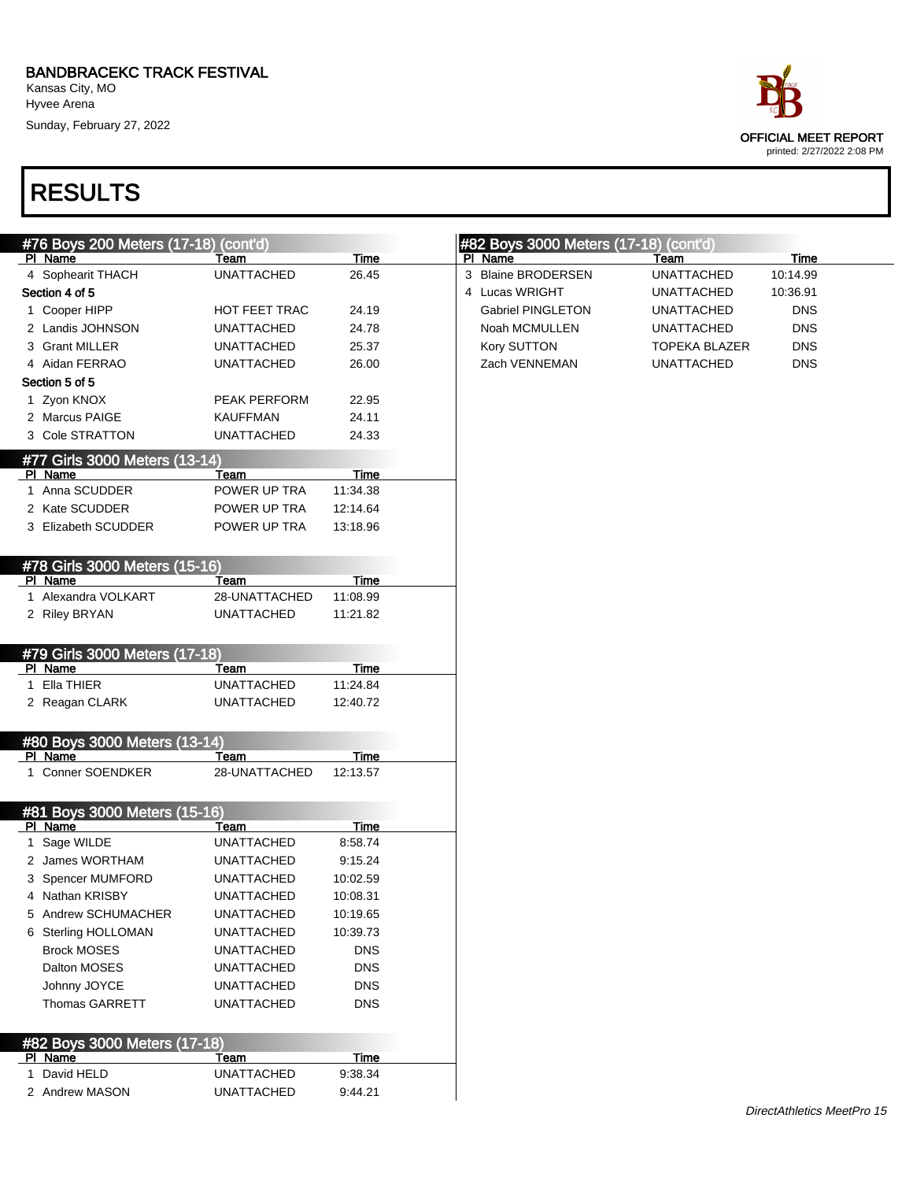# RESULTS

## #76 Boys 200 Meters (17-18) (cont'd)

| Pl | Name | Team | Time |
|---|---|---|---|
| 4 | Sophearit THACH | UNATTACHED | 26.45 |
| **Section 4 of 5** | | | |
| 1 | Cooper HIPP | HOT FEET TRAC | 24.19 |
| 2 | Landis JOHNSON | UNATTACHED | 24.78 |
| 3 | Grant MILLER | UNATTACHED | 25.37 |
| 4 | Aidan FERRAO | UNATTACHED | 26.00 |
| **Section 5 of 5** | | | |
| 1 | Zyon KNOX | PEAK PERFORM | 22.95 |
| 2 | Marcus PAIGE | KAUFFMAN | 24.11 |
| 3 | Cole STRATTON | UNATTACHED | 24.33 |

## #77 Girls 3000 Meters (13-14)

| Pl | Name | Team | Time |
|---|---|---|---|
| 1 | Anna SCUDDER | POWER UP TRA | 11:34.38 |
| 2 | Kate SCUDDER | POWER UP TRA | 12:14.64 |
| 3 | Elizabeth SCUDDER | POWER UP TRA | 13:18.96 |

## #78 Girls 3000 Meters (15-16)

| Pl | Name | Team | Time |
|---|---|---|---|
| 1 | Alexandra VOLKART | 28-UNATTACHED | 11:08.99 |
| 2 | Riley BRYAN | UNATTACHED | 11:21.82 |

## #79 Girls 3000 Meters (17-18)

| Pl | Name | Team | Time |
|---|---|---|---|
| 1 | Ella THIER | UNATTACHED | 11:24.84 |
| 2 | Reagan CLARK | UNATTACHED | 12:40.72 |

## #80 Boys 3000 Meters (13-14)

| Pl | Name | Team | Time |
|---|---|---|---|
| 1 | Conner SOENDKER | 28-UNATTACHED | 12:13.57 |

## #81 Boys 3000 Meters (15-16)

| Pl | Name | Team | Time |
|---|---|---|---|
| 1 | Sage WILDE | UNATTACHED | 8:58.74 |
| 2 | James WORTHAM | UNATTACHED | 9:15.24 |
| 3 | Spencer MUMFORD | UNATTACHED | 10:02.59 |
| 4 | Nathan KRISBY | UNATTACHED | 10:08.31 |
| 5 | Andrew SCHUMACHER | UNATTACHED | 10:19.65 |
| 6 | Sterling HOLLOMAN | UNATTACHED | 10:39.73 |
| | Brock MOSES | UNATTACHED | DNS |
| | Dalton MOSES | UNATTACHED | DNS |
| | Johnny JOYCE | UNATTACHED | DNS |
| | Thomas GARRETT | UNATTACHED | DNS |

## #82 Boys 3000 Meters (17-18)

| Pl | Name | Team | Time |
|---|---|---|---|
| 1 | David HELD | UNATTACHED | 9:38.34 |
| 2 | Andrew MASON | UNATTACHED | 9:44.21 |
| 3 | Blaine BRODERSEN | UNATTACHED | 10:14.99 |
| 4 | Lucas WRIGHT | UNATTACHED | 10:36.91 |
| | Gabriel PINGLETON | UNATTACHED | DNS |
| | Noah MCMULLEN | UNATTACHED | DNS |
| | Kory SUTTON | TOPEKA BLAZER | DNS |
| | Zach VENNEMAN | UNATTACHED | DNS |